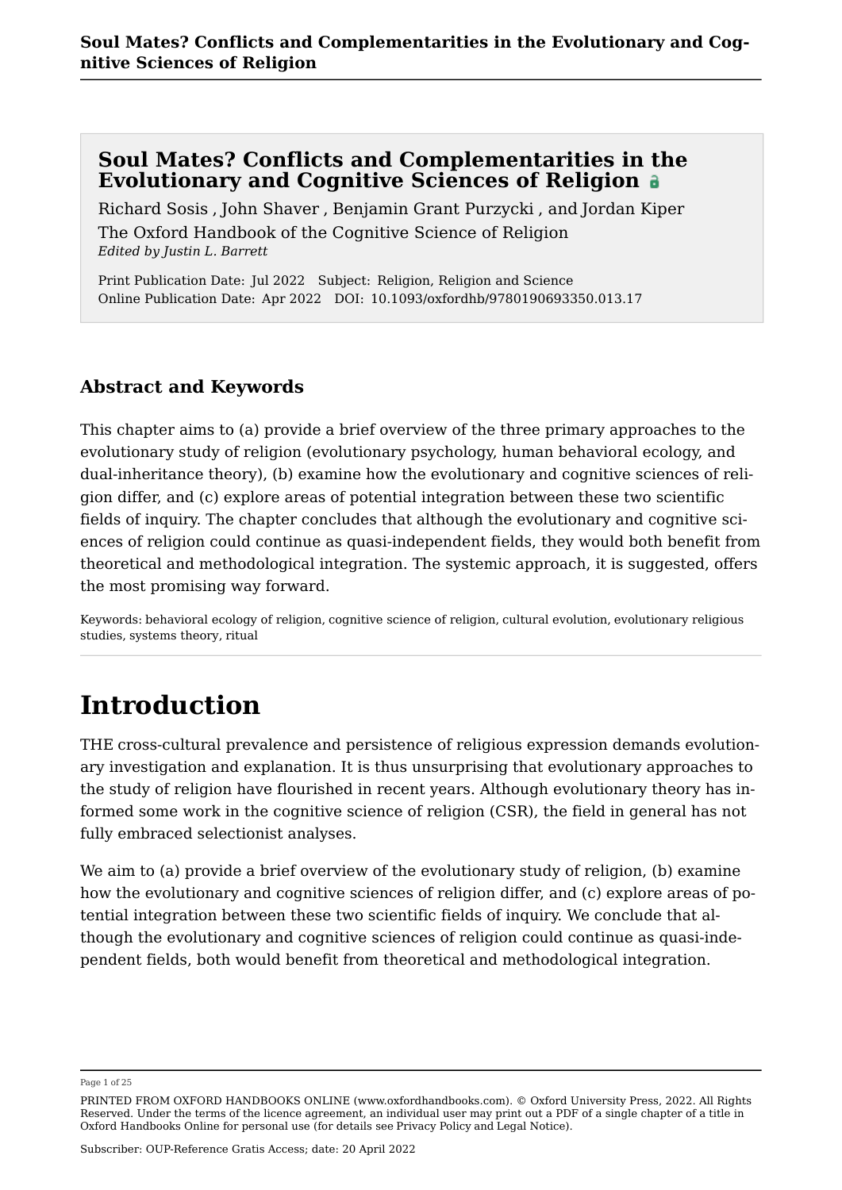# Soul Mates? Conflicts and Complementarities in the Evolutionary and Cognitive Sciences of Religion

Richard Sosis , John Shaver , Benjamin Grant Purzycki , and Jordan Kiper

The Oxford Handbook of the Cognitive Science of Religion

*Edited by Justin L. Barrett*

Print Publication Date: Jul 2022 Subject: Religion, Religion and Science
Online Publication Date: Apr 2022 DOI: 10.1093/oxfordhb/9780190693350.013.17

## Abstract and Keywords

This chapter aims to (a) provide a brief overview of the three primary approaches to the evolutionary study of religion (evolutionary psychology, human behavioral ecology, and dual-inheritance theory), (b) examine how the evolutionary and cognitive sciences of religion differ, and (c) explore areas of potential integration between these two scientific fields of inquiry. The chapter concludes that although the evolutionary and cognitive sciences of religion could continue as quasi-independent fields, they would both benefit from theoretical and methodological integration. The systemic approach, it is suggested, offers the most promising way forward.

Keywords: behavioral ecology of religion, cognitive science of religion, cultural evolution, evolutionary religious studies, systems theory, ritual

# Introduction

THE cross-cultural prevalence and persistence of religious expression demands evolutionary investigation and explanation. It is thus unsurprising that evolutionary approaches to the study of religion have flourished in recent years. Although evolutionary theory has informed some work in the cognitive science of religion (CSR), the field in general has not fully embraced selectionist analyses.

We aim to (a) provide a brief overview of the evolutionary study of religion, (b) examine how the evolutionary and cognitive sciences of religion differ, and (c) explore areas of potential integration between these two scientific fields of inquiry. We conclude that although the evolutionary and cognitive sciences of religion could continue as quasi-independent fields, both would benefit from theoretical and methodological integration.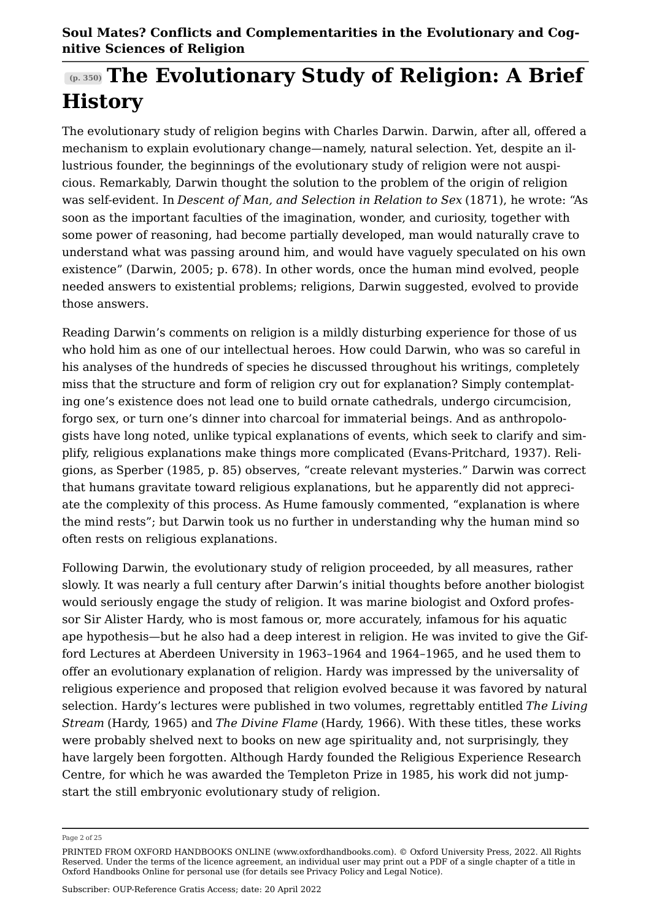# The Evolutionary Study of Religion: A Brief History

The evolutionary study of religion begins with Charles Darwin. Darwin, after all, offered a mechanism to explain evolutionary change—namely, natural selection. Yet, despite an illustrious founder, the beginnings of the evolutionary study of religion were not auspicious. Remarkably, Darwin thought the solution to the problem of the origin of religion was self-evident. In *Descent of Man, and Selection in Relation to Sex* (1871), he wrote: "As soon as the important faculties of the imagination, wonder, and curiosity, together with some power of reasoning, had become partially developed, man would naturally crave to understand what was passing around him, and would have vaguely speculated on his own existence" (Darwin, 2005; p. 678). In other words, once the human mind evolved, people needed answers to existential problems; religions, Darwin suggested, evolved to provide those answers.

Reading Darwin's comments on religion is a mildly disturbing experience for those of us who hold him as one of our intellectual heroes. How could Darwin, who was so careful in his analyses of the hundreds of species he discussed throughout his writings, completely miss that the structure and form of religion cry out for explanation? Simply contemplating one's existence does not lead one to build ornate cathedrals, undergo circumcision, forgo sex, or turn one's dinner into charcoal for immaterial beings. And as anthropologists have long noted, unlike typical explanations of events, which seek to clarify and simplify, religious explanations make things more complicated (Evans-Pritchard, 1937). Religions, as Sperber (1985, p. 85) observes, "create relevant mysteries." Darwin was correct that humans gravitate toward religious explanations, but he apparently did not appreciate the complexity of this process. As Hume famously commented, "explanation is where the mind rests"; but Darwin took us no further in understanding why the human mind so often rests on religious explanations.

Following Darwin, the evolutionary study of religion proceeded, by all measures, rather slowly. It was nearly a full century after Darwin's initial thoughts before another biologist would seriously engage the study of religion. It was marine biologist and Oxford professor Sir Alister Hardy, who is most famous or, more accurately, infamous for his aquatic ape hypothesis—but he also had a deep interest in religion. He was invited to give the Gifford Lectures at Aberdeen University in 1963–1964 and 1964–1965, and he used them to offer an evolutionary explanation of religion. Hardy was impressed by the universality of religious experience and proposed that religion evolved because it was favored by natural selection. Hardy's lectures were published in two volumes, regrettably entitled *The Living Stream* (Hardy, 1965) and *The Divine Flame* (Hardy, 1966). With these titles, these works were probably shelved next to books on new age spirituality and, not surprisingly, they have largely been forgotten. Although Hardy founded the Religious Experience Research Centre, for which he was awarded the Templeton Prize in 1985, his work did not jumpstart the still embryonic evolutionary study of religion.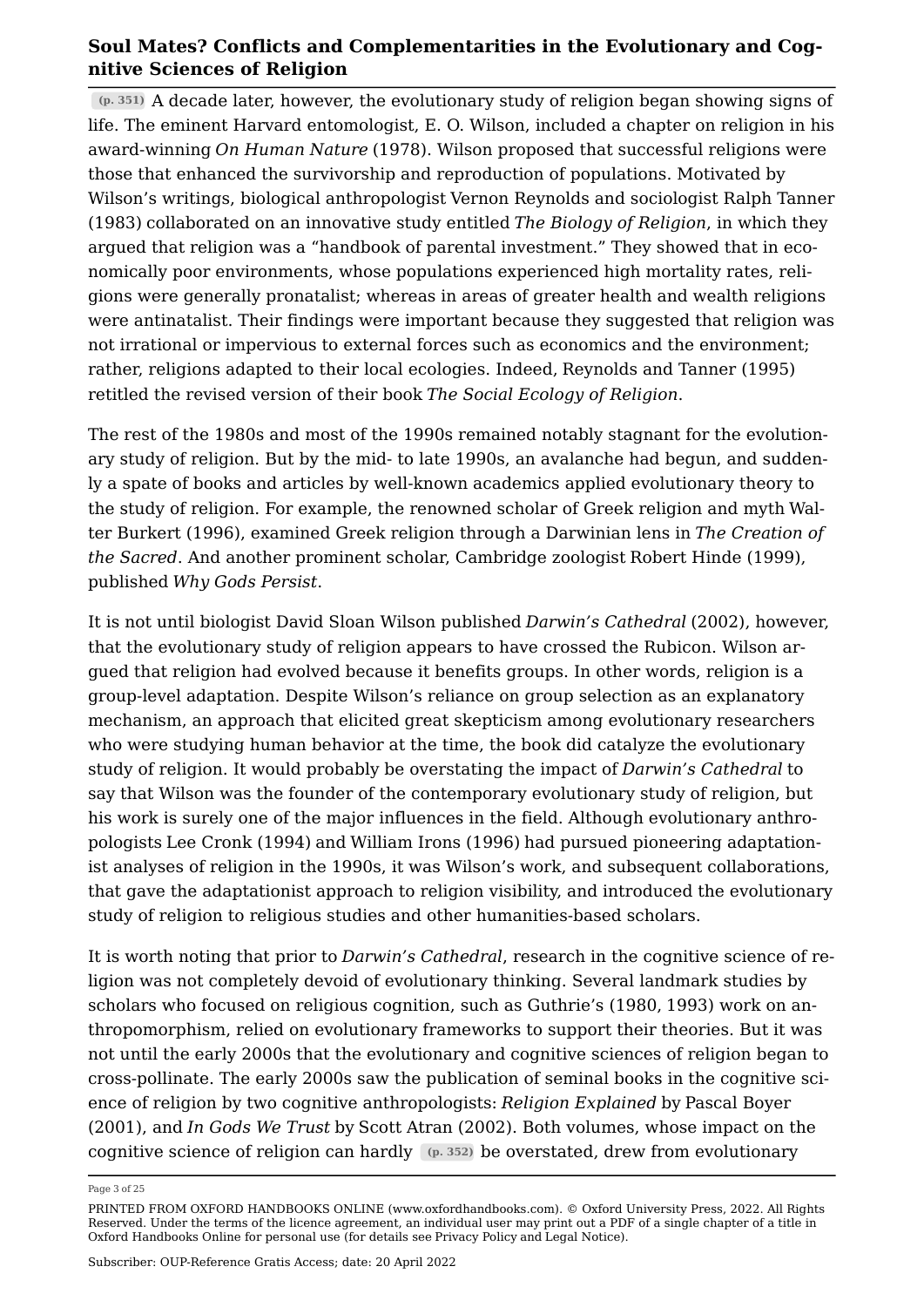(p. 351) A decade later, however, the evolutionary study of religion began showing signs of life. The eminent Harvard entomologist, E. O. Wilson, included a chapter on religion in his award-winning *On Human Nature* (1978). Wilson proposed that successful religions were those that enhanced the survivorship and reproduction of populations. Motivated by Wilson's writings, biological anthropologist Vernon Reynolds and sociologist Ralph Tanner (1983) collaborated on an innovative study entitled *The Biology of Religion*, in which they argued that religion was a "handbook of parental investment." They showed that in economically poor environments, whose populations experienced high mortality rates, religions were generally pronatalist; whereas in areas of greater health and wealth religions were antinatalist. Their findings were important because they suggested that religion was not irrational or impervious to external forces such as economics and the environment; rather, religions adapted to their local ecologies. Indeed, Reynolds and Tanner (1995) retitled the revised version of their book *The Social Ecology of Religion*.

The rest of the 1980s and most of the 1990s remained notably stagnant for the evolutionary study of religion. But by the mid- to late 1990s, an avalanche had begun, and suddenly a spate of books and articles by well-known academics applied evolutionary theory to the study of religion. For example, the renowned scholar of Greek religion and myth Walter Burkert (1996), examined Greek religion through a Darwinian lens in *The Creation of the Sacred*. And another prominent scholar, Cambridge zoologist Robert Hinde (1999), published *Why Gods Persist*.

It is not until biologist David Sloan Wilson published *Darwin's Cathedral* (2002), however, that the evolutionary study of religion appears to have crossed the Rubicon. Wilson argued that religion had evolved because it benefits groups. In other words, religion is a group-level adaptation. Despite Wilson's reliance on group selection as an explanatory mechanism, an approach that elicited great skepticism among evolutionary researchers who were studying human behavior at the time, the book did catalyze the evolutionary study of religion. It would probably be overstating the impact of *Darwin's Cathedral* to say that Wilson was the founder of the contemporary evolutionary study of religion, but his work is surely one of the major influences in the field. Although evolutionary anthropologists Lee Cronk (1994) and William Irons (1996) had pursued pioneering adaptationist analyses of religion in the 1990s, it was Wilson's work, and subsequent collaborations, that gave the adaptationist approach to religion visibility, and introduced the evolutionary study of religion to religious studies and other humanities-based scholars.

It is worth noting that prior to *Darwin's Cathedral*, research in the cognitive science of religion was not completely devoid of evolutionary thinking. Several landmark studies by scholars who focused on religious cognition, such as Guthrie's (1980, 1993) work on anthropomorphism, relied on evolutionary frameworks to support their theories. But it was not until the early 2000s that the evolutionary and cognitive sciences of religion began to cross-pollinate. The early 2000s saw the publication of seminal books in the cognitive science of religion by two cognitive anthropologists: *Religion Explained* by Pascal Boyer (2001), and *In Gods We Trust* by Scott Atran (2002). Both volumes, whose impact on the cognitive science of religion can hardly (p. 352) be overstated, drew from evolutionary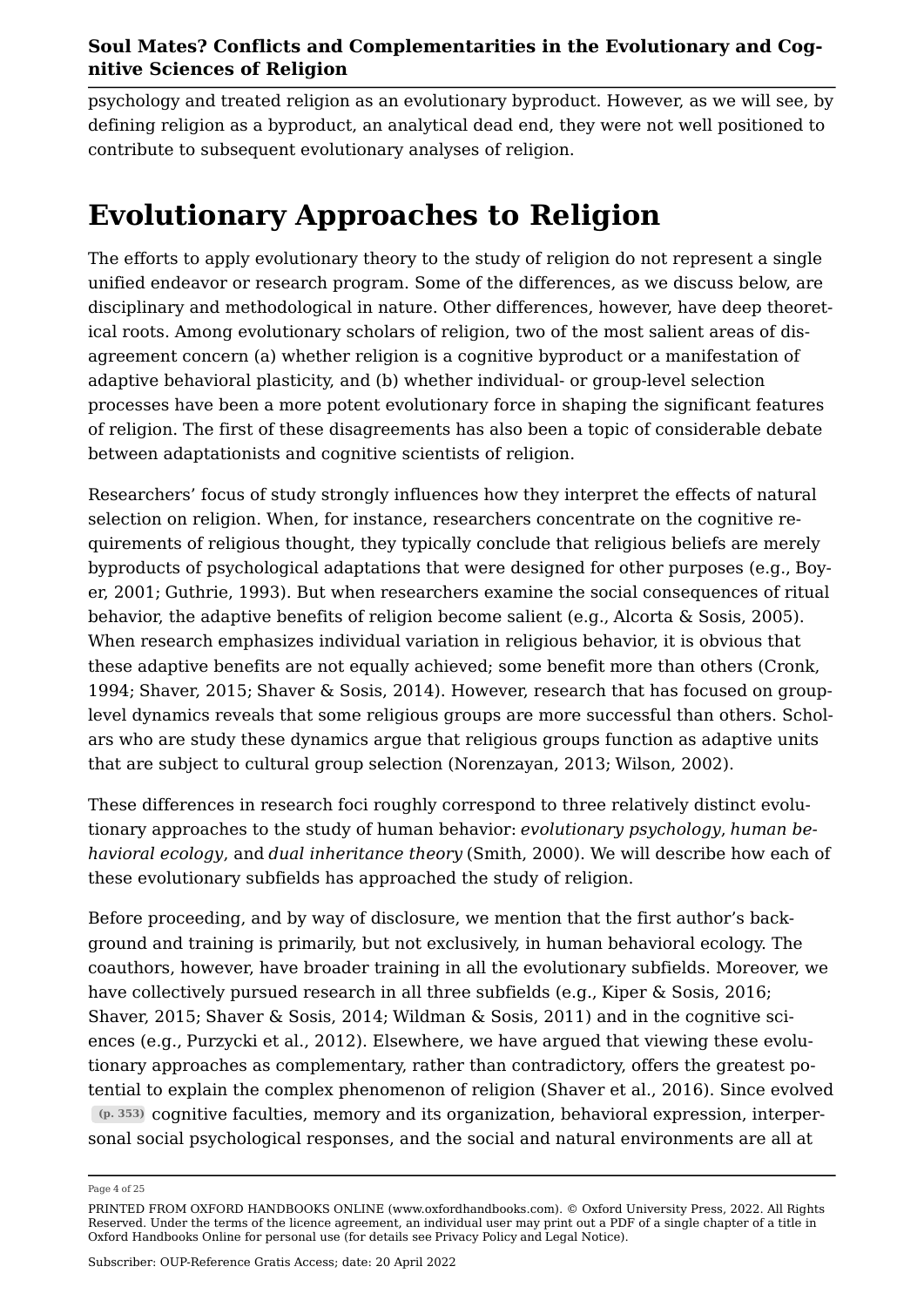psychology and treated religion as an evolutionary byproduct. However, as we will see, by defining religion as a byproduct, an analytical dead end, they were not well positioned to contribute to subsequent evolutionary analyses of religion.

# Evolutionary Approaches to Religion

The efforts to apply evolutionary theory to the study of religion do not represent a single unified endeavor or research program. Some of the differences, as we discuss below, are disciplinary and methodological in nature. Other differences, however, have deep theoretical roots. Among evolutionary scholars of religion, two of the most salient areas of disagreement concern (a) whether religion is a cognitive byproduct or a manifestation of adaptive behavioral plasticity, and (b) whether individual- or group-level selection processes have been a more potent evolutionary force in shaping the significant features of religion. The first of these disagreements has also been a topic of considerable debate between adaptationists and cognitive scientists of religion.

Researchers' focus of study strongly influences how they interpret the effects of natural selection on religion. When, for instance, researchers concentrate on the cognitive requirements of religious thought, they typically conclude that religious beliefs are merely byproducts of psychological adaptations that were designed for other purposes (e.g., Boyer, 2001; Guthrie, 1993). But when researchers examine the social consequences of ritual behavior, the adaptive benefits of religion become salient (e.g., Alcorta & Sosis, 2005). When research emphasizes individual variation in religious behavior, it is obvious that these adaptive benefits are not equally achieved; some benefit more than others (Cronk, 1994; Shaver, 2015; Shaver & Sosis, 2014). However, research that has focused on group-level dynamics reveals that some religious groups are more successful than others. Scholars who are study these dynamics argue that religious groups function as adaptive units that are subject to cultural group selection (Norenzayan, 2013; Wilson, 2002).

These differences in research foci roughly correspond to three relatively distinct evolutionary approaches to the study of human behavior: *evolutionary psychology*, *human behavioral ecology*, and *dual inheritance theory* (Smith, 2000). We will describe how each of these evolutionary subfields has approached the study of religion.

Before proceeding, and by way of disclosure, we mention that the first author's background and training is primarily, but not exclusively, in human behavioral ecology. The coauthors, however, have broader training in all the evolutionary subfields. Moreover, we have collectively pursued research in all three subfields (e.g., Kiper & Sosis, 2016; Shaver, 2015; Shaver & Sosis, 2014; Wildman & Sosis, 2011) and in the cognitive sciences (e.g., Purzycki et al., 2012). Elsewhere, we have argued that viewing these evolutionary approaches as complementary, rather than contradictory, offers the greatest potential to explain the complex phenomenon of religion (Shaver et al., 2016). Since evolved (p. 353) cognitive faculties, memory and its organization, behavioral expression, interpersonal social psychological responses, and the social and natural environments are all at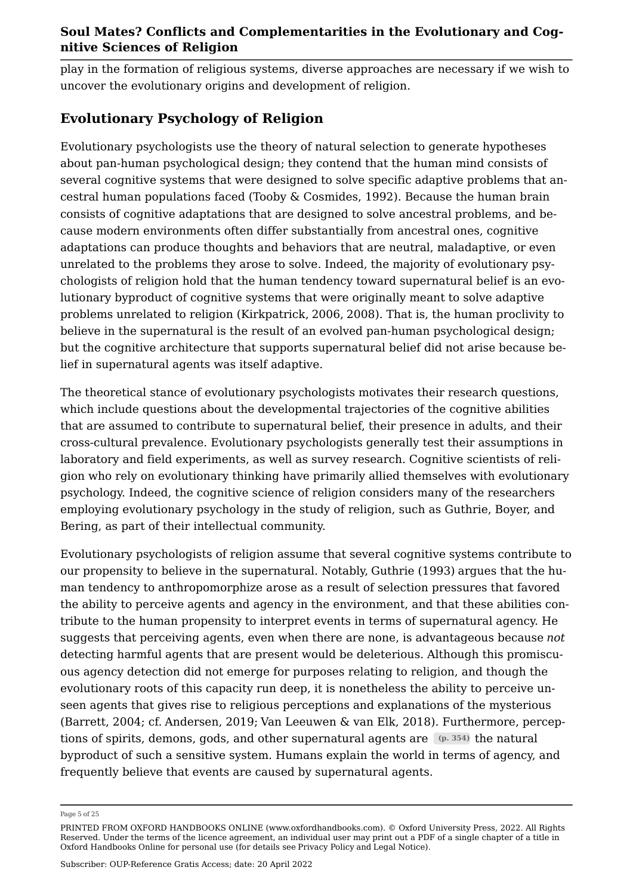play in the formation of religious systems, diverse approaches are necessary if we wish to uncover the evolutionary origins and development of religion.

## Evolutionary Psychology of Religion

Evolutionary psychologists use the theory of natural selection to generate hypotheses about pan-human psychological design; they contend that the human mind consists of several cognitive systems that were designed to solve specific adaptive problems that ancestral human populations faced (Tooby & Cosmides, 1992). Because the human brain consists of cognitive adaptations that are designed to solve ancestral problems, and because modern environments often differ substantially from ancestral ones, cognitive adaptations can produce thoughts and behaviors that are neutral, maladaptive, or even unrelated to the problems they arose to solve. Indeed, the majority of evolutionary psychologists of religion hold that the human tendency toward supernatural belief is an evolutionary byproduct of cognitive systems that were originally meant to solve adaptive problems unrelated to religion (Kirkpatrick, 2006, 2008). That is, the human proclivity to believe in the supernatural is the result of an evolved pan-human psychological design; but the cognitive architecture that supports supernatural belief did not arise because belief in supernatural agents was itself adaptive.

The theoretical stance of evolutionary psychologists motivates their research questions, which include questions about the developmental trajectories of the cognitive abilities that are assumed to contribute to supernatural belief, their presence in adults, and their cross-cultural prevalence. Evolutionary psychologists generally test their assumptions in laboratory and field experiments, as well as survey research. Cognitive scientists of religion who rely on evolutionary thinking have primarily allied themselves with evolutionary psychology. Indeed, the cognitive science of religion considers many of the researchers employing evolutionary psychology in the study of religion, such as Guthrie, Boyer, and Bering, as part of their intellectual community.

Evolutionary psychologists of religion assume that several cognitive systems contribute to our propensity to believe in the supernatural. Notably, Guthrie (1993) argues that the human tendency to anthropomorphize arose as a result of selection pressures that favored the ability to perceive agents and agency in the environment, and that these abilities contribute to the human propensity to interpret events in terms of supernatural agency. He suggests that perceiving agents, even when there are none, is advantageous because *not* detecting harmful agents that are present would be deleterious. Although this promiscuous agency detection did not emerge for purposes relating to religion, and though the evolutionary roots of this capacity run deep, it is nonetheless the ability to perceive unseen agents that gives rise to religious perceptions and explanations of the mysterious (Barrett, 2004; cf. Andersen, 2019; Van Leeuwen & van Elk, 2018). Furthermore, perceptions of spirits, demons, gods, and other supernatural agents are (p. 354) the natural byproduct of such a sensitive system. Humans explain the world in terms of agency, and frequently believe that events are caused by supernatural agents.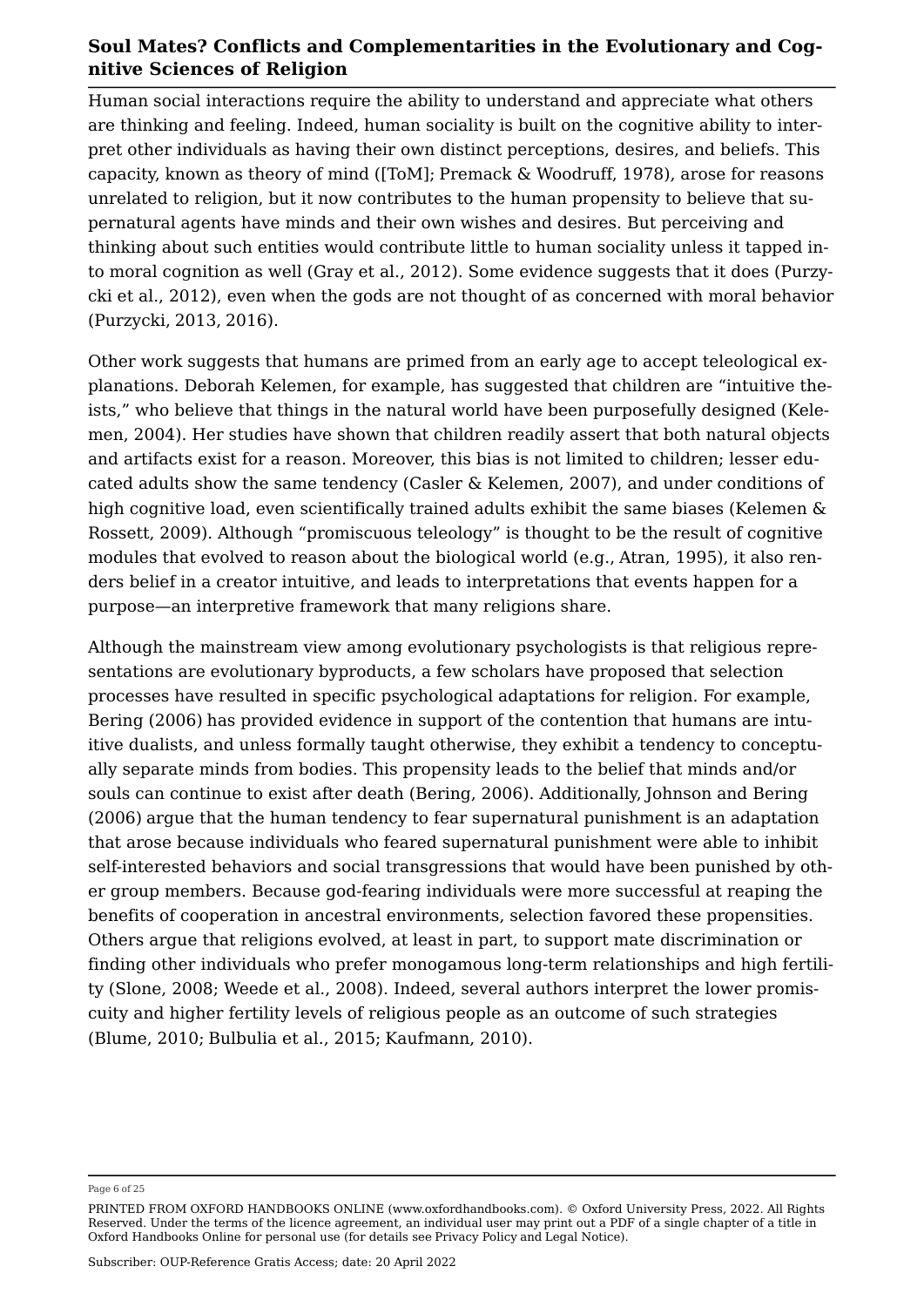Human social interactions require the ability to understand and appreciate what others are thinking and feeling. Indeed, human sociality is built on the cognitive ability to interpret other individuals as having their own distinct perceptions, desires, and beliefs. This capacity, known as theory of mind ([ToM]; Premack & Woodruff, 1978), arose for reasons unrelated to religion, but it now contributes to the human propensity to believe that supernatural agents have minds and their own wishes and desires. But perceiving and thinking about such entities would contribute little to human sociality unless it tapped into moral cognition as well (Gray et al., 2012). Some evidence suggests that it does (Purzycki et al., 2012), even when the gods are not thought of as concerned with moral behavior (Purzycki, 2013, 2016).

Other work suggests that humans are primed from an early age to accept teleological explanations. Deborah Kelemen, for example, has suggested that children are "intuitive theists," who believe that things in the natural world have been purposefully designed (Kelemen, 2004). Her studies have shown that children readily assert that both natural objects and artifacts exist for a reason. Moreover, this bias is not limited to children; lesser educated adults show the same tendency (Casler & Kelemen, 2007), and under conditions of high cognitive load, even scientifically trained adults exhibit the same biases (Kelemen & Rossett, 2009). Although "promiscuous teleology" is thought to be the result of cognitive modules that evolved to reason about the biological world (e.g., Atran, 1995), it also renders belief in a creator intuitive, and leads to interpretations that events happen for a purpose—an interpretive framework that many religions share.

Although the mainstream view among evolutionary psychologists is that religious representations are evolutionary byproducts, a few scholars have proposed that selection processes have resulted in specific psychological adaptations for religion. For example, Bering (2006) has provided evidence in support of the contention that humans are intuitive dualists, and unless formally taught otherwise, they exhibit a tendency to conceptually separate minds from bodies. This propensity leads to the belief that minds and/or souls can continue to exist after death (Bering, 2006). Additionally, Johnson and Bering (2006) argue that the human tendency to fear supernatural punishment is an adaptation that arose because individuals who feared supernatural punishment were able to inhibit self-interested behaviors and social transgressions that would have been punished by other group members. Because god-fearing individuals were more successful at reaping the benefits of cooperation in ancestral environments, selection favored these propensities. Others argue that religions evolved, at least in part, to support mate discrimination or finding other individuals who prefer monogamous long-term relationships and high fertility (Slone, 2008; Weede et al., 2008). Indeed, several authors interpret the lower promiscuity and higher fertility levels of religious people as an outcome of such strategies (Blume, 2010; Bulbulia et al., 2015; Kaufmann, 2010).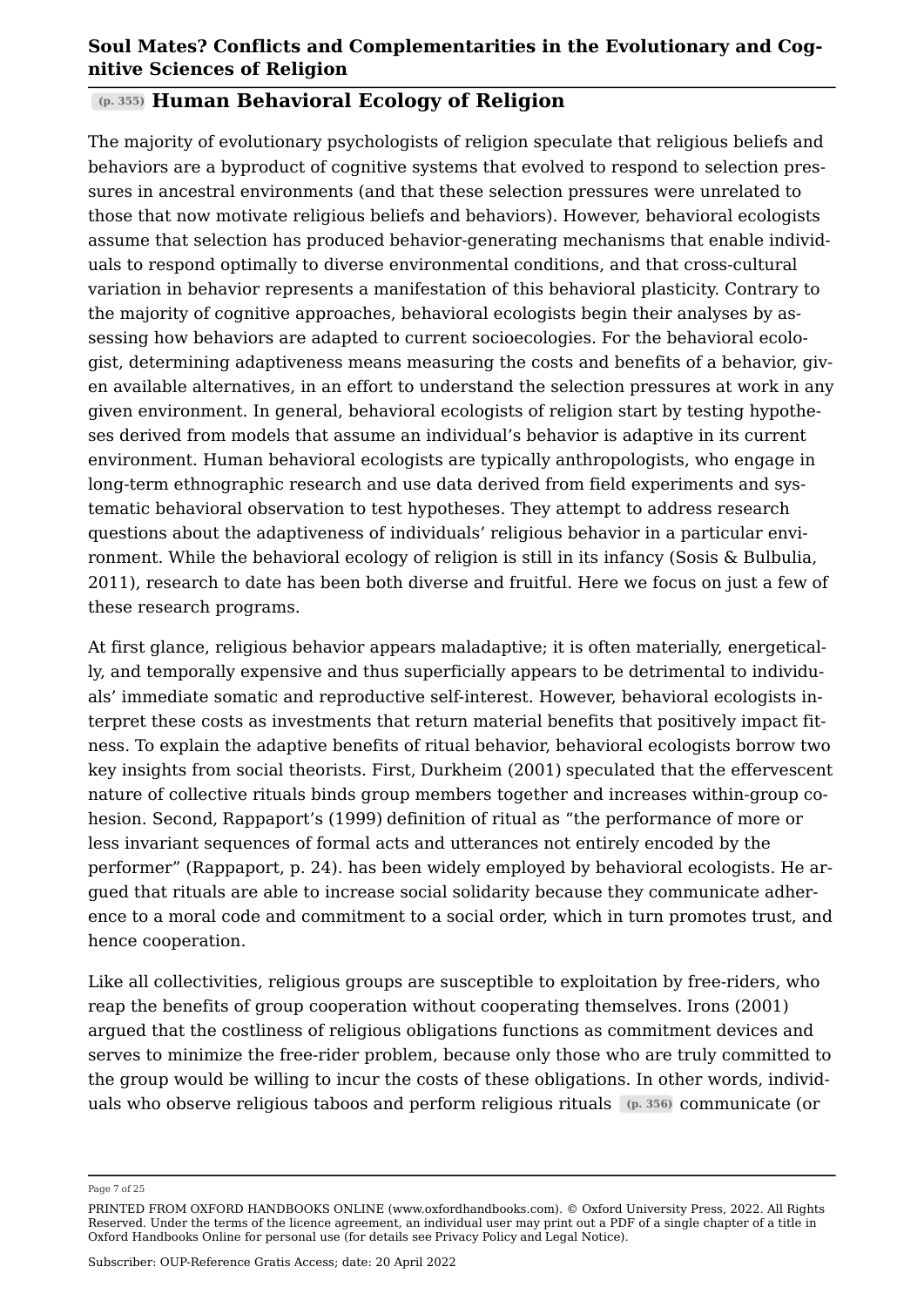## Human Behavioral Ecology of Religion

The majority of evolutionary psychologists of religion speculate that religious beliefs and behaviors are a byproduct of cognitive systems that evolved to respond to selection pressures in ancestral environments (and that these selection pressures were unrelated to those that now motivate religious beliefs and behaviors). However, behavioral ecologists assume that selection has produced behavior-generating mechanisms that enable individuals to respond optimally to diverse environmental conditions, and that cross-cultural variation in behavior represents a manifestation of this behavioral plasticity. Contrary to the majority of cognitive approaches, behavioral ecologists begin their analyses by assessing how behaviors are adapted to current socioecologies. For the behavioral ecologist, determining adaptiveness means measuring the costs and benefits of a behavior, given available alternatives, in an effort to understand the selection pressures at work in any given environment. In general, behavioral ecologists of religion start by testing hypotheses derived from models that assume an individual's behavior is adaptive in its current environment. Human behavioral ecologists are typically anthropologists, who engage in long-term ethnographic research and use data derived from field experiments and systematic behavioral observation to test hypotheses. They attempt to address research questions about the adaptiveness of individuals' religious behavior in a particular environment. While the behavioral ecology of religion is still in its infancy (Sosis & Bulbulia, 2011), research to date has been both diverse and fruitful. Here we focus on just a few of these research programs.

At first glance, religious behavior appears maladaptive; it is often materially, energetically, and temporally expensive and thus superficially appears to be detrimental to individuals' immediate somatic and reproductive self-interest. However, behavioral ecologists interpret these costs as investments that return material benefits that positively impact fitness. To explain the adaptive benefits of ritual behavior, behavioral ecologists borrow two key insights from social theorists. First, Durkheim (2001) speculated that the effervescent nature of collective rituals binds group members together and increases within-group cohesion. Second, Rappaport's (1999) definition of ritual as "the performance of more or less invariant sequences of formal acts and utterances not entirely encoded by the performer" (Rappaport, p. 24). has been widely employed by behavioral ecologists. He argued that rituals are able to increase social solidarity because they communicate adherence to a moral code and commitment to a social order, which in turn promotes trust, and hence cooperation.

Like all collectivities, religious groups are susceptible to exploitation by free-riders, who reap the benefits of group cooperation without cooperating themselves. Irons (2001) argued that the costliness of religious obligations functions as commitment devices and serves to minimize the free-rider problem, because only those who are truly committed to the group would be willing to incur the costs of these obligations. In other words, individuals who observe religious taboos and perform religious rituals communicate (or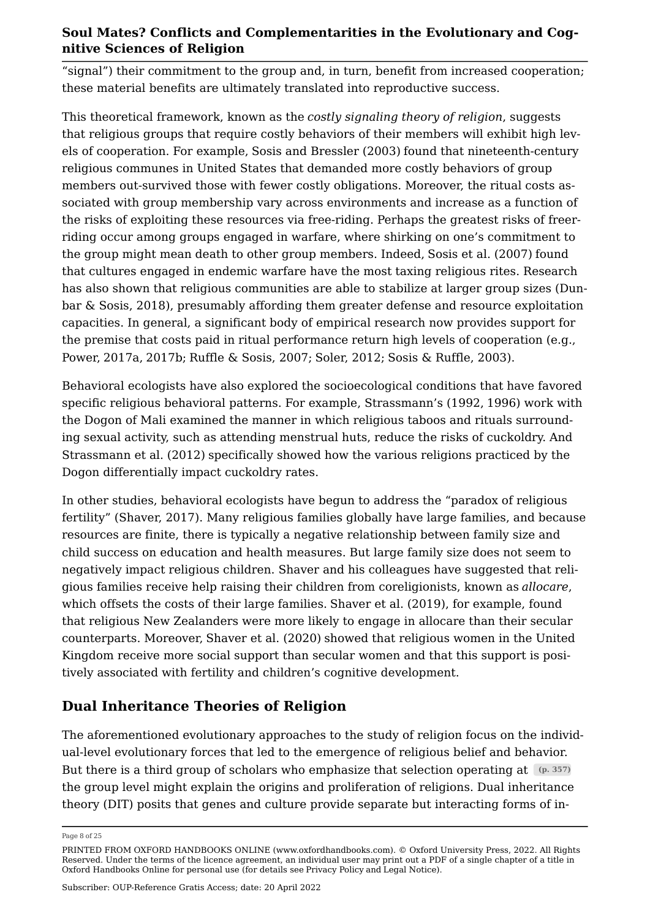"signal") their commitment to the group and, in turn, benefit from increased cooperation; these material benefits are ultimately translated into reproductive success.

This theoretical framework, known as the *costly signaling theory of religion*, suggests that religious groups that require costly behaviors of their members will exhibit high levels of cooperation. For example, Sosis and Bressler (2003) found that nineteenth-century religious communes in United States that demanded more costly behaviors of group members out-survived those with fewer costly obligations. Moreover, the ritual costs associated with group membership vary across environments and increase as a function of the risks of exploiting these resources via free-riding. Perhaps the greatest risks of freerriding occur among groups engaged in warfare, where shirking on one's commitment to the group might mean death to other group members. Indeed, Sosis et al. (2007) found that cultures engaged in endemic warfare have the most taxing religious rites. Research has also shown that religious communities are able to stabilize at larger group sizes (Dunbar & Sosis, 2018), presumably affording them greater defense and resource exploitation capacities. In general, a significant body of empirical research now provides support for the premise that costs paid in ritual performance return high levels of cooperation (e.g., Power, 2017a, 2017b; Ruffle & Sosis, 2007; Soler, 2012; Sosis & Ruffle, 2003).

Behavioral ecologists have also explored the socioecological conditions that have favored specific religious behavioral patterns. For example, Strassmann's (1992, 1996) work with the Dogon of Mali examined the manner in which religious taboos and rituals surrounding sexual activity, such as attending menstrual huts, reduce the risks of cuckoldry. And Strassmann et al. (2012) specifically showed how the various religions practiced by the Dogon differentially impact cuckoldry rates.

In other studies, behavioral ecologists have begun to address the "paradox of religious fertility" (Shaver, 2017). Many religious families globally have large families, and because resources are finite, there is typically a negative relationship between family size and child success on education and health measures. But large family size does not seem to negatively impact religious children. Shaver and his colleagues have suggested that religious families receive help raising their children from coreligionists, known as *allocare*, which offsets the costs of their large families. Shaver et al. (2019), for example, found that religious New Zealanders were more likely to engage in allocare than their secular counterparts. Moreover, Shaver et al. (2020) showed that religious women in the United Kingdom receive more social support than secular women and that this support is positively associated with fertility and children's cognitive development.

## Dual Inheritance Theories of Religion

The aforementioned evolutionary approaches to the study of religion focus on the individual-level evolutionary forces that led to the emergence of religious belief and behavior. But there is a third group of scholars who emphasize that selection operating at (p. 357) the group level might explain the origins and proliferation of religions. Dual inheritance theory (DIT) posits that genes and culture provide separate but interacting forms of in-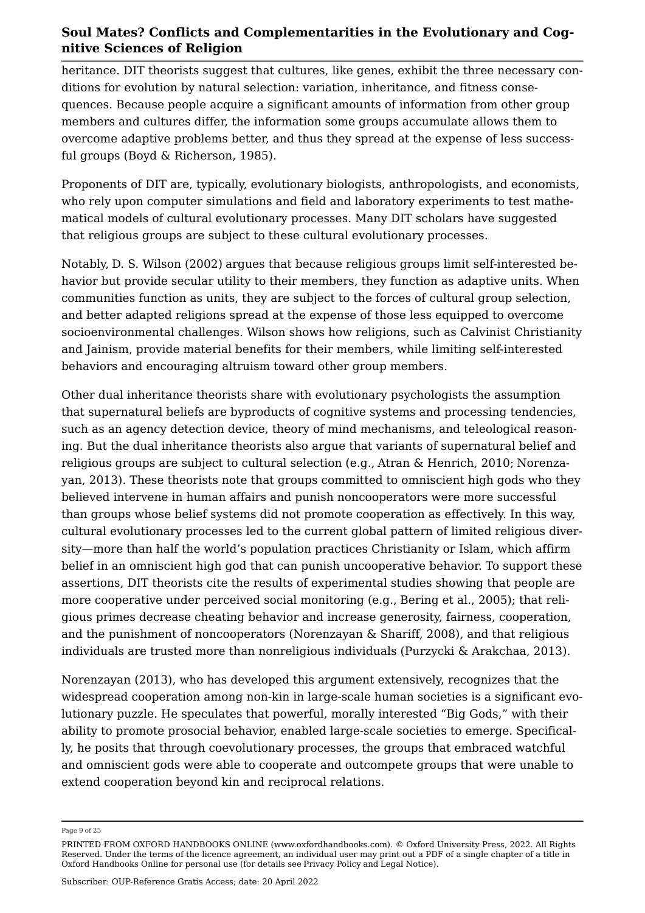heritance. DIT theorists suggest that cultures, like genes, exhibit the three necessary conditions for evolution by natural selection: variation, inheritance, and fitness consequences. Because people acquire a significant amounts of information from other group members and cultures differ, the information some groups accumulate allows them to overcome adaptive problems better, and thus they spread at the expense of less successful groups (Boyd & Richerson, 1985).

Proponents of DIT are, typically, evolutionary biologists, anthropologists, and economists, who rely upon computer simulations and field and laboratory experiments to test mathematical models of cultural evolutionary processes. Many DIT scholars have suggested that religious groups are subject to these cultural evolutionary processes.

Notably, D. S. Wilson (2002) argues that because religious groups limit self-interested behavior but provide secular utility to their members, they function as adaptive units. When communities function as units, they are subject to the forces of cultural group selection, and better adapted religions spread at the expense of those less equipped to overcome socioenvironmental challenges. Wilson shows how religions, such as Calvinist Christianity and Jainism, provide material benefits for their members, while limiting self-interested behaviors and encouraging altruism toward other group members.

Other dual inheritance theorists share with evolutionary psychologists the assumption that supernatural beliefs are byproducts of cognitive systems and processing tendencies, such as an agency detection device, theory of mind mechanisms, and teleological reasoning. But the dual inheritance theorists also argue that variants of supernatural belief and religious groups are subject to cultural selection (e.g., Atran & Henrich, 2010; Norenzayan, 2013). These theorists note that groups committed to omniscient high gods who they believed intervene in human affairs and punish noncooperators were more successful than groups whose belief systems did not promote cooperation as effectively. In this way, cultural evolutionary processes led to the current global pattern of limited religious diversity—more than half the world's population practices Christianity or Islam, which affirm belief in an omniscient high god that can punish uncooperative behavior. To support these assertions, DIT theorists cite the results of experimental studies showing that people are more cooperative under perceived social monitoring (e.g., Bering et al., 2005); that religious primes decrease cheating behavior and increase generosity, fairness, cooperation, and the punishment of noncooperators (Norenzayan & Shariff, 2008), and that religious individuals are trusted more than nonreligious individuals (Purzycki & Arakchaa, 2013).

Norenzayan (2013), who has developed this argument extensively, recognizes that the widespread cooperation among non-kin in large-scale human societies is a significant evolutionary puzzle. He speculates that powerful, morally interested "Big Gods," with their ability to promote prosocial behavior, enabled large-scale societies to emerge. Specifically, he posits that through coevolutionary processes, the groups that embraced watchful and omniscient gods were able to cooperate and outcompete groups that were unable to extend cooperation beyond kin and reciprocal relations.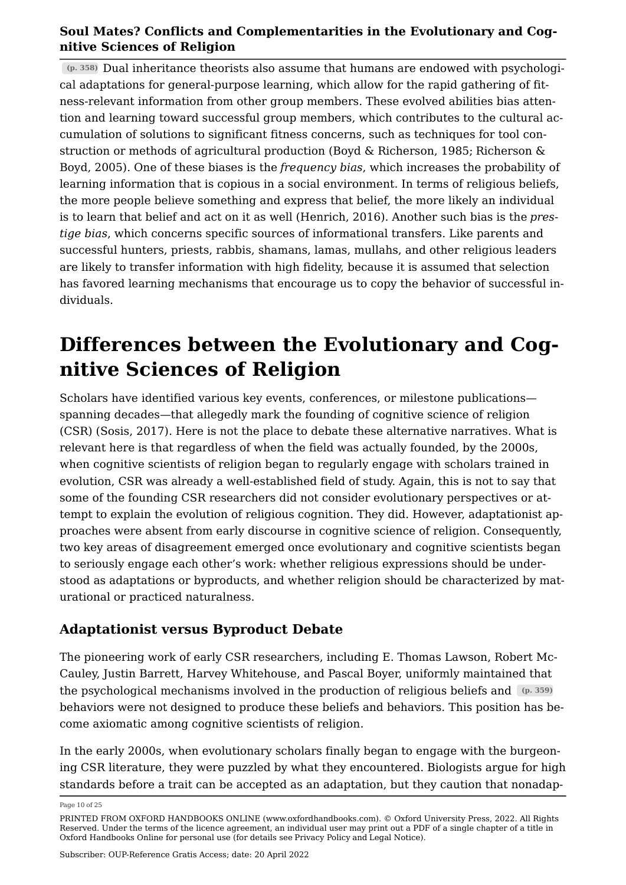(p. 358) Dual inheritance theorists also assume that humans are endowed with psychological adaptations for general-purpose learning, which allow for the rapid gathering of fitness-relevant information from other group members. These evolved abilities bias attention and learning toward successful group members, which contributes to the cultural accumulation of solutions to significant fitness concerns, such as techniques for tool construction or methods of agricultural production (Boyd & Richerson, 1985; Richerson & Boyd, 2005). One of these biases is the *frequency bias*, which increases the probability of learning information that is copious in a social environment. In terms of religious beliefs, the more people believe something and express that belief, the more likely an individual is to learn that belief and act on it as well (Henrich, 2016). Another such bias is the *prestige bias*, which concerns specific sources of informational transfers. Like parents and successful hunters, priests, rabbis, shamans, lamas, mullahs, and other religious leaders are likely to transfer information with high fidelity, because it is assumed that selection has favored learning mechanisms that encourage us to copy the behavior of successful individuals.

# Differences between the Evolutionary and Cognitive Sciences of Religion

Scholars have identified various key events, conferences, or milestone publications—spanning decades—that allegedly mark the founding of cognitive science of religion (CSR) (Sosis, 2017). Here is not the place to debate these alternative narratives. What is relevant here is that regardless of when the field was actually founded, by the 2000s, when cognitive scientists of religion began to regularly engage with scholars trained in evolution, CSR was already a well-established field of study. Again, this is not to say that some of the founding CSR researchers did not consider evolutionary perspectives or attempt to explain the evolution of religious cognition. They did. However, adaptationist approaches were absent from early discourse in cognitive science of religion. Consequently, two key areas of disagreement emerged once evolutionary and cognitive scientists began to seriously engage each other's work: whether religious expressions should be understood as adaptations or byproducts, and whether religion should be characterized by maturational or practiced naturalness.

## Adaptationist versus Byproduct Debate

The pioneering work of early CSR researchers, including E. Thomas Lawson, Robert McCauley, Justin Barrett, Harvey Whitehouse, and Pascal Boyer, uniformly maintained that the psychological mechanisms involved in the production of religious beliefs and (p. 359) behaviors were not designed to produce these beliefs and behaviors. This position has become axiomatic among cognitive scientists of religion.

In the early 2000s, when evolutionary scholars finally began to engage with the burgeoning CSR literature, they were puzzled by what they encountered. Biologists argue for high standards before a trait can be accepted as an adaptation, but they caution that nonadap-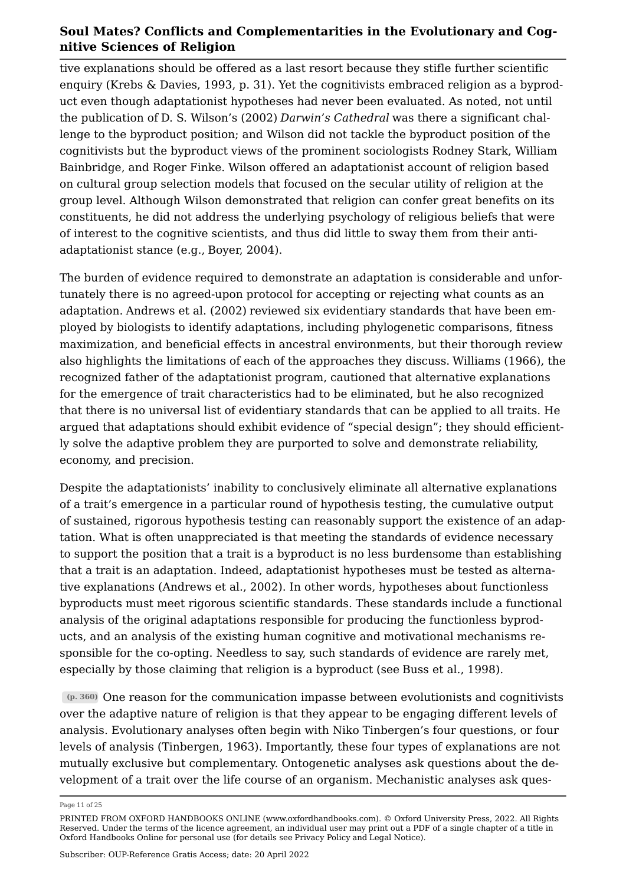tive explanations should be offered as a last resort because they stifle further scientific enquiry (Krebs & Davies, 1993, p. 31). Yet the cognitivists embraced religion as a byproduct even though adaptationist hypotheses had never been evaluated. As noted, not until the publication of D. S. Wilson's (2002) *Darwin's Cathedral* was there a significant challenge to the byproduct position; and Wilson did not tackle the byproduct position of the cognitivists but the byproduct views of the prominent sociologists Rodney Stark, William Bainbridge, and Roger Finke. Wilson offered an adaptationist account of religion based on cultural group selection models that focused on the secular utility of religion at the group level. Although Wilson demonstrated that religion can confer great benefits on its constituents, he did not address the underlying psychology of religious beliefs that were of interest to the cognitive scientists, and thus did little to sway them from their anti-adaptationist stance (e.g., Boyer, 2004).

The burden of evidence required to demonstrate an adaptation is considerable and unfortunately there is no agreed-upon protocol for accepting or rejecting what counts as an adaptation. Andrews et al. (2002) reviewed six evidentiary standards that have been employed by biologists to identify adaptations, including phylogenetic comparisons, fitness maximization, and beneficial effects in ancestral environments, but their thorough review also highlights the limitations of each of the approaches they discuss. Williams (1966), the recognized father of the adaptationist program, cautioned that alternative explanations for the emergence of trait characteristics had to be eliminated, but he also recognized that there is no universal list of evidentiary standards that can be applied to all traits. He argued that adaptations should exhibit evidence of "special design"; they should efficiently solve the adaptive problem they are purported to solve and demonstrate reliability, economy, and precision.

Despite the adaptationists' inability to conclusively eliminate all alternative explanations of a trait's emergence in a particular round of hypothesis testing, the cumulative output of sustained, rigorous hypothesis testing can reasonably support the existence of an adaptation. What is often unappreciated is that meeting the standards of evidence necessary to support the position that a trait is a byproduct is no less burdensome than establishing that a trait is an adaptation. Indeed, adaptationist hypotheses must be tested as alternative explanations (Andrews et al., 2002). In other words, hypotheses about functionless byproducts must meet rigorous scientific standards. These standards include a functional analysis of the original adaptations responsible for producing the functionless byproducts, and an analysis of the existing human cognitive and motivational mechanisms responsible for the co-opting. Needless to say, such standards of evidence are rarely met, especially by those claiming that religion is a byproduct (see Buss et al., 1998).

(p. 360) One reason for the communication impasse between evolutionists and cognitivists over the adaptive nature of religion is that they appear to be engaging different levels of analysis. Evolutionary analyses often begin with Niko Tinbergen's four questions, or four levels of analysis (Tinbergen, 1963). Importantly, these four types of explanations are not mutually exclusive but complementary. Ontogenetic analyses ask questions about the development of a trait over the life course of an organism. Mechanistic analyses ask ques-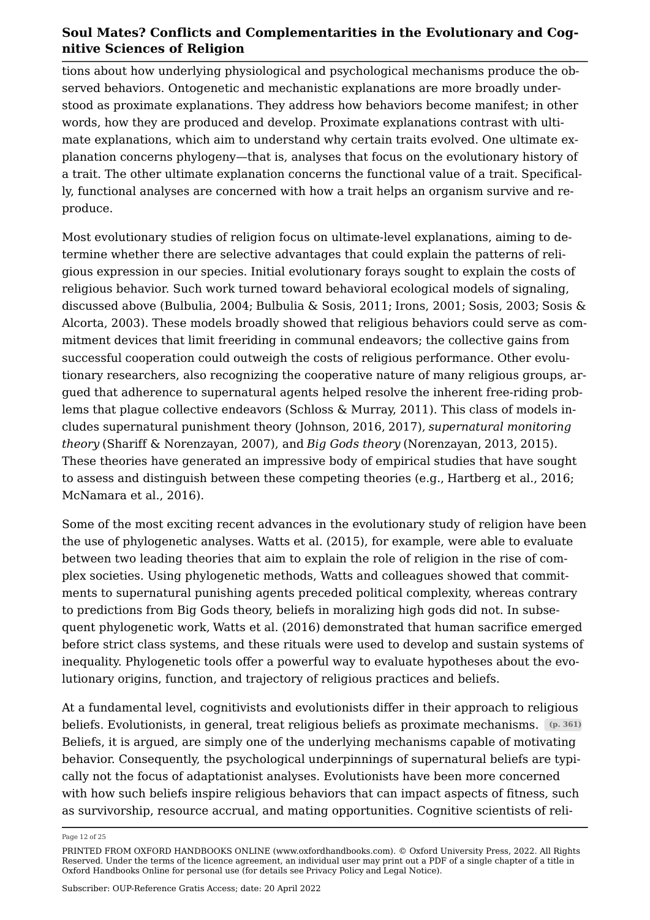tions about how underlying physiological and psychological mechanisms produce the observed behaviors. Ontogenetic and mechanistic explanations are more broadly understood as proximate explanations. They address how behaviors become manifest; in other words, how they are produced and develop. Proximate explanations contrast with ultimate explanations, which aim to understand why certain traits evolved. One ultimate explanation concerns phylogeny—that is, analyses that focus on the evolutionary history of a trait. The other ultimate explanation concerns the functional value of a trait. Specifically, functional analyses are concerned with how a trait helps an organism survive and reproduce.

Most evolutionary studies of religion focus on ultimate-level explanations, aiming to determine whether there are selective advantages that could explain the patterns of religious expression in our species. Initial evolutionary forays sought to explain the costs of religious behavior. Such work turned toward behavioral ecological models of signaling, discussed above (Bulbulia, 2004; Bulbulia & Sosis, 2011; Irons, 2001; Sosis, 2003; Sosis & Alcorta, 2003). These models broadly showed that religious behaviors could serve as commitment devices that limit freeriding in communal endeavors; the collective gains from successful cooperation could outweigh the costs of religious performance. Other evolutionary researchers, also recognizing the cooperative nature of many religious groups, argued that adherence to supernatural agents helped resolve the inherent free-riding problems that plague collective endeavors (Schloss & Murray, 2011). This class of models includes supernatural punishment theory (Johnson, 2016, 2017), *supernatural monitoring theory* (Shariff & Norenzayan, 2007), and *Big Gods theory* (Norenzayan, 2013, 2015). These theories have generated an impressive body of empirical studies that have sought to assess and distinguish between these competing theories (e.g., Hartberg et al., 2016; McNamara et al., 2016).

Some of the most exciting recent advances in the evolutionary study of religion have been the use of phylogenetic analyses. Watts et al. (2015), for example, were able to evaluate between two leading theories that aim to explain the role of religion in the rise of complex societies. Using phylogenetic methods, Watts and colleagues showed that commitments to supernatural punishing agents preceded political complexity, whereas contrary to predictions from Big Gods theory, beliefs in moralizing high gods did not. In subsequent phylogenetic work, Watts et al. (2016) demonstrated that human sacrifice emerged before strict class systems, and these rituals were used to develop and sustain systems of inequality. Phylogenetic tools offer a powerful way to evaluate hypotheses about the evolutionary origins, function, and trajectory of religious practices and beliefs.

At a fundamental level, cognitivists and evolutionists differ in their approach to religious beliefs. Evolutionists, in general, treat religious beliefs as proximate mechanisms. (p. 361) Beliefs, it is argued, are simply one of the underlying mechanisms capable of motivating behavior. Consequently, the psychological underpinnings of supernatural beliefs are typically not the focus of adaptationist analyses. Evolutionists have been more concerned with how such beliefs inspire religious behaviors that can impact aspects of fitness, such as survivorship, resource accrual, and mating opportunities. Cognitive scientists of reli-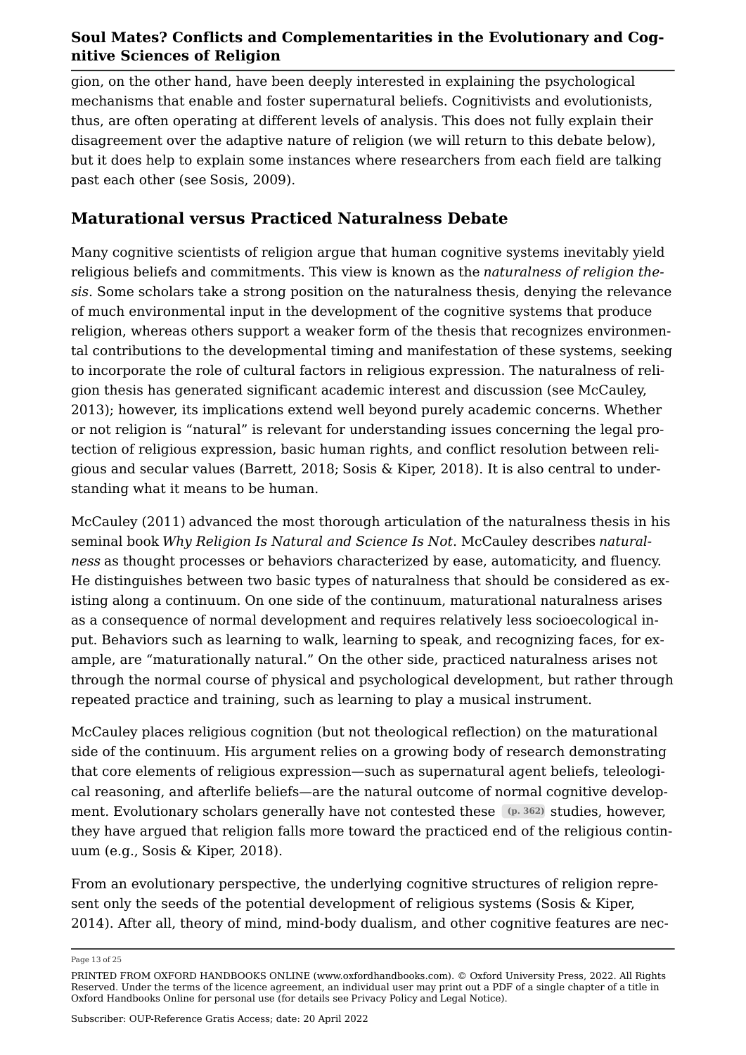gion, on the other hand, have been deeply interested in explaining the psychological mechanisms that enable and foster supernatural beliefs. Cognitivists and evolutionists, thus, are often operating at different levels of analysis. This does not fully explain their disagreement over the adaptive nature of religion (we will return to this debate below), but it does help to explain some instances where researchers from each field are talking past each other (see Sosis, 2009).

## Maturational versus Practiced Naturalness Debate

Many cognitive scientists of religion argue that human cognitive systems inevitably yield religious beliefs and commitments. This view is known as the *naturalness of religion thesis*. Some scholars take a strong position on the naturalness thesis, denying the relevance of much environmental input in the development of the cognitive systems that produce religion, whereas others support a weaker form of the thesis that recognizes environmental contributions to the developmental timing and manifestation of these systems, seeking to incorporate the role of cultural factors in religious expression. The naturalness of religion thesis has generated significant academic interest and discussion (see McCauley, 2013); however, its implications extend well beyond purely academic concerns. Whether or not religion is "natural" is relevant for understanding issues concerning the legal protection of religious expression, basic human rights, and conflict resolution between religious and secular values (Barrett, 2018; Sosis & Kiper, 2018). It is also central to understanding what it means to be human.

McCauley (2011) advanced the most thorough articulation of the naturalness thesis in his seminal book *Why Religion Is Natural and Science Is Not*. McCauley describes *naturalness* as thought processes or behaviors characterized by ease, automaticity, and fluency. He distinguishes between two basic types of naturalness that should be considered as existing along a continuum. On one side of the continuum, maturational naturalness arises as a consequence of normal development and requires relatively less socioecological input. Behaviors such as learning to walk, learning to speak, and recognizing faces, for example, are "maturationally natural." On the other side, practiced naturalness arises not through the normal course of physical and psychological development, but rather through repeated practice and training, such as learning to play a musical instrument.

McCauley places religious cognition (but not theological reflection) on the maturational side of the continuum. His argument relies on a growing body of research demonstrating that core elements of religious expression—such as supernatural agent beliefs, teleological reasoning, and afterlife beliefs—are the natural outcome of normal cognitive development. Evolutionary scholars generally have not contested these (p. 362) studies, however, they have argued that religion falls more toward the practiced end of the religious continuum (e.g., Sosis & Kiper, 2018).

From an evolutionary perspective, the underlying cognitive structures of religion represent only the seeds of the potential development of religious systems (Sosis & Kiper, 2014). After all, theory of mind, mind-body dualism, and other cognitive features are nec-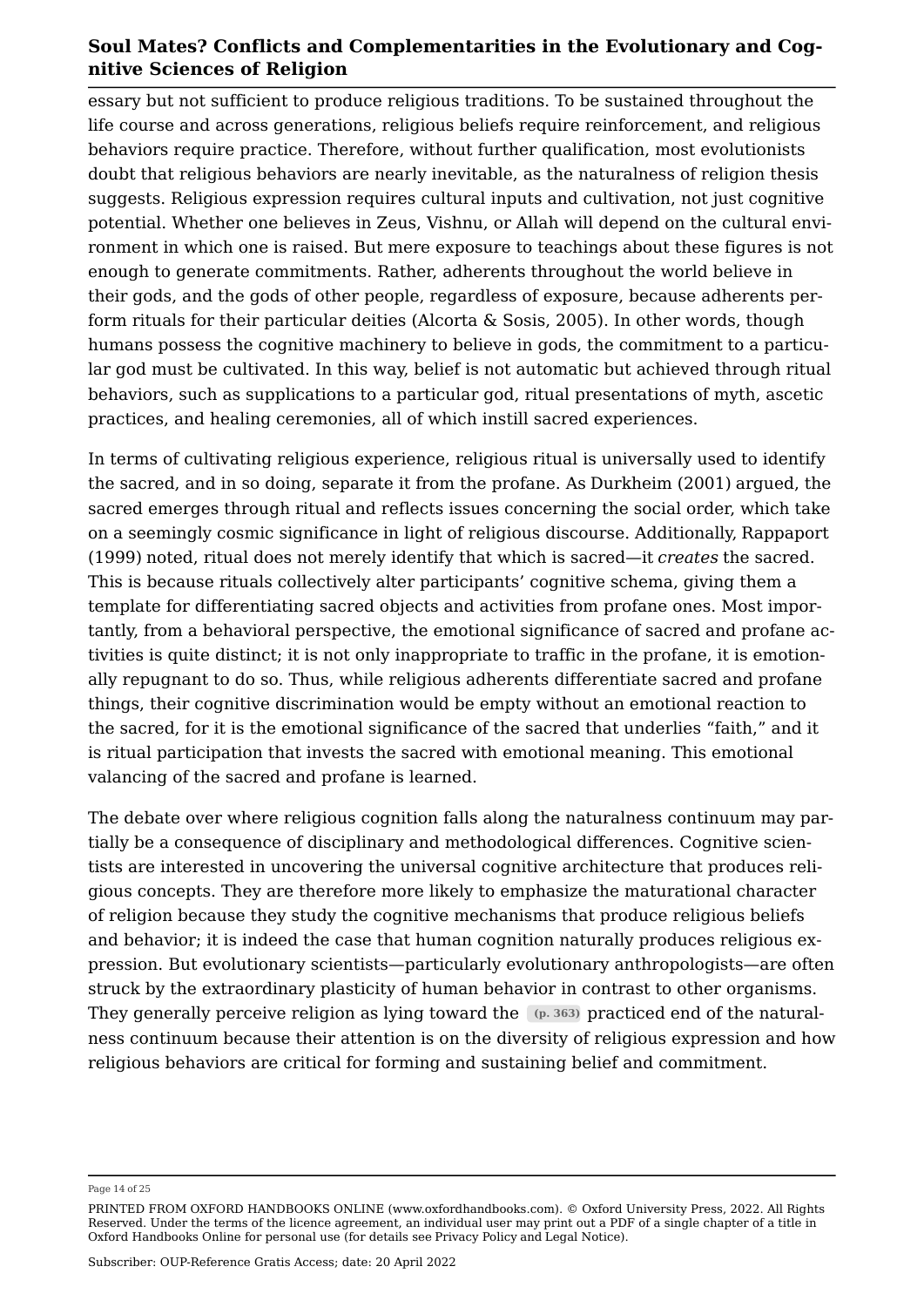essary but not sufficient to produce religious traditions. To be sustained throughout the life course and across generations, religious beliefs require reinforcement, and religious behaviors require practice. Therefore, without further qualification, most evolutionists doubt that religious behaviors are nearly inevitable, as the naturalness of religion thesis suggests. Religious expression requires cultural inputs and cultivation, not just cognitive potential. Whether one believes in Zeus, Vishnu, or Allah will depend on the cultural environment in which one is raised. But mere exposure to teachings about these figures is not enough to generate commitments. Rather, adherents throughout the world believe in their gods, and the gods of other people, regardless of exposure, because adherents perform rituals for their particular deities (Alcorta & Sosis, 2005). In other words, though humans possess the cognitive machinery to believe in gods, the commitment to a particular god must be cultivated. In this way, belief is not automatic but achieved through ritual behaviors, such as supplications to a particular god, ritual presentations of myth, ascetic practices, and healing ceremonies, all of which instill sacred experiences.

In terms of cultivating religious experience, religious ritual is universally used to identify the sacred, and in so doing, separate it from the profane. As Durkheim (2001) argued, the sacred emerges through ritual and reflects issues concerning the social order, which take on a seemingly cosmic significance in light of religious discourse. Additionally, Rappaport (1999) noted, ritual does not merely identify that which is sacred—it *creates* the sacred. This is because rituals collectively alter participants' cognitive schema, giving them a template for differentiating sacred objects and activities from profane ones. Most importantly, from a behavioral perspective, the emotional significance of sacred and profane activities is quite distinct; it is not only inappropriate to traffic in the profane, it is emotionally repugnant to do so. Thus, while religious adherents differentiate sacred and profane things, their cognitive discrimination would be empty without an emotional reaction to the sacred, for it is the emotional significance of the sacred that underlies "faith," and it is ritual participation that invests the sacred with emotional meaning. This emotional valancing of the sacred and profane is learned.

The debate over where religious cognition falls along the naturalness continuum may partially be a consequence of disciplinary and methodological differences. Cognitive scientists are interested in uncovering the universal cognitive architecture that produces religious concepts. They are therefore more likely to emphasize the maturational character of religion because they study the cognitive mechanisms that produce religious beliefs and behavior; it is indeed the case that human cognition naturally produces religious expression. But evolutionary scientists—particularly evolutionary anthropologists—are often struck by the extraordinary plasticity of human behavior in contrast to other organisms. They generally perceive religion as lying toward the (p. 363) practiced end of the naturalness continuum because their attention is on the diversity of religious expression and how religious behaviors are critical for forming and sustaining belief and commitment.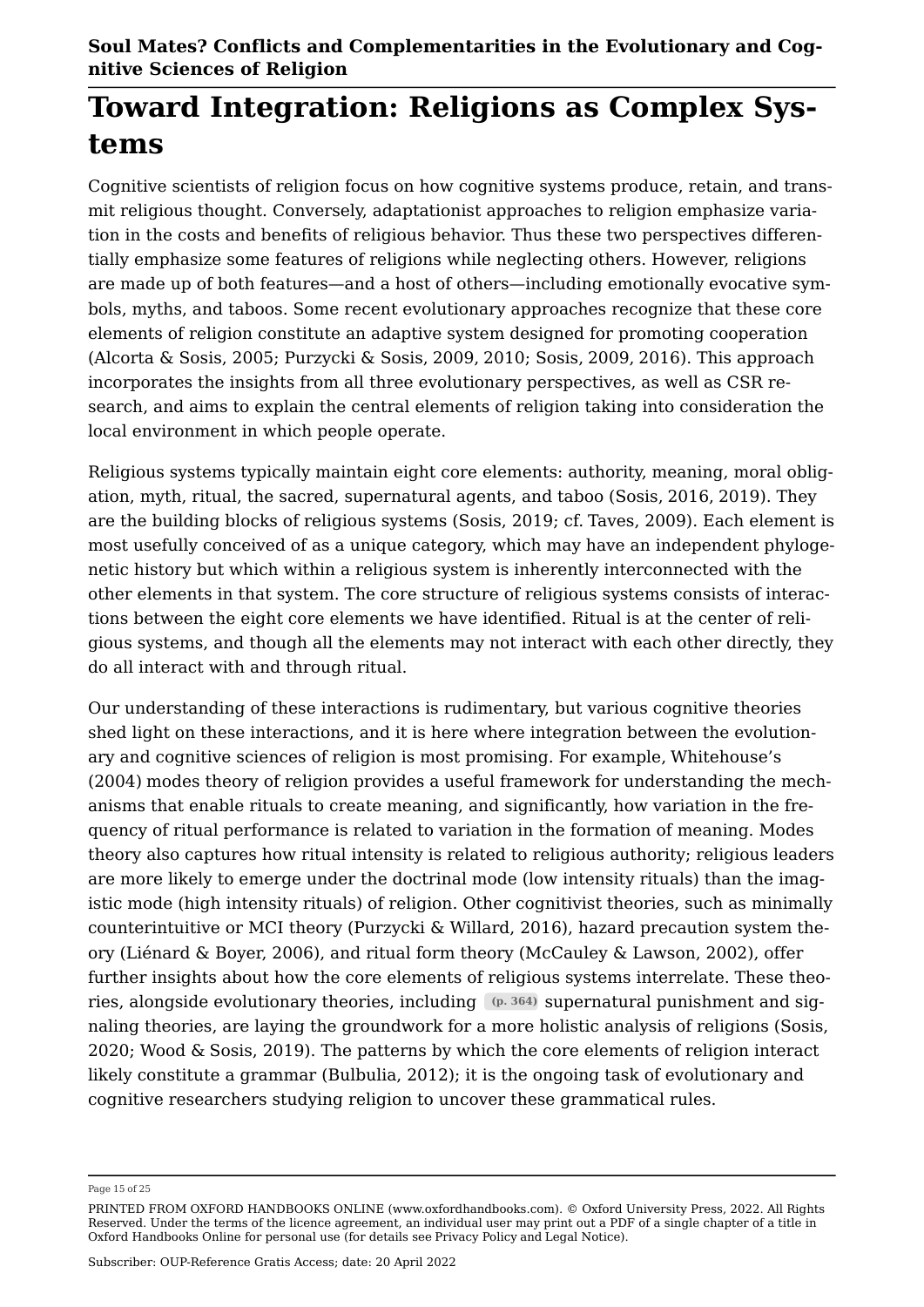# Toward Integration: Religions as Complex Systems

Cognitive scientists of religion focus on how cognitive systems produce, retain, and transmit religious thought. Conversely, adaptationist approaches to religion emphasize variation in the costs and benefits of religious behavior. Thus these two perspectives differentially emphasize some features of religions while neglecting others. However, religions are made up of both features—and a host of others—including emotionally evocative symbols, myths, and taboos. Some recent evolutionary approaches recognize that these core elements of religion constitute an adaptive system designed for promoting cooperation (Alcorta & Sosis, 2005; Purzycki & Sosis, 2009, 2010; Sosis, 2009, 2016). This approach incorporates the insights from all three evolutionary perspectives, as well as CSR research, and aims to explain the central elements of religion taking into consideration the local environment in which people operate.

Religious systems typically maintain eight core elements: authority, meaning, moral obligation, myth, ritual, the sacred, supernatural agents, and taboo (Sosis, 2016, 2019). They are the building blocks of religious systems (Sosis, 2019; cf. Taves, 2009). Each element is most usefully conceived of as a unique category, which may have an independent phylogenetic history but which within a religious system is inherently interconnected with the other elements in that system. The core structure of religious systems consists of interactions between the eight core elements we have identified. Ritual is at the center of religious systems, and though all the elements may not interact with each other directly, they do all interact with and through ritual.

Our understanding of these interactions is rudimentary, but various cognitive theories shed light on these interactions, and it is here where integration between the evolutionary and cognitive sciences of religion is most promising. For example, Whitehouse's (2004) modes theory of religion provides a useful framework for understanding the mechanisms that enable rituals to create meaning, and significantly, how variation in the frequency of ritual performance is related to variation in the formation of meaning. Modes theory also captures how ritual intensity is related to religious authority; religious leaders are more likely to emerge under the doctrinal mode (low intensity rituals) than the imagistic mode (high intensity rituals) of religion. Other cognitivist theories, such as minimally counterintuitive or MCI theory (Purzycki & Willard, 2016), hazard precaution system theory (Liénard & Boyer, 2006), and ritual form theory (McCauley & Lawson, 2002), offer further insights about how the core elements of religious systems interrelate. These theories, alongside evolutionary theories, including (p. 364) supernatural punishment and signaling theories, are laying the groundwork for a more holistic analysis of religions (Sosis, 2020; Wood & Sosis, 2019). The patterns by which the core elements of religion interact likely constitute a grammar (Bulbulia, 2012); it is the ongoing task of evolutionary and cognitive researchers studying religion to uncover these grammatical rules.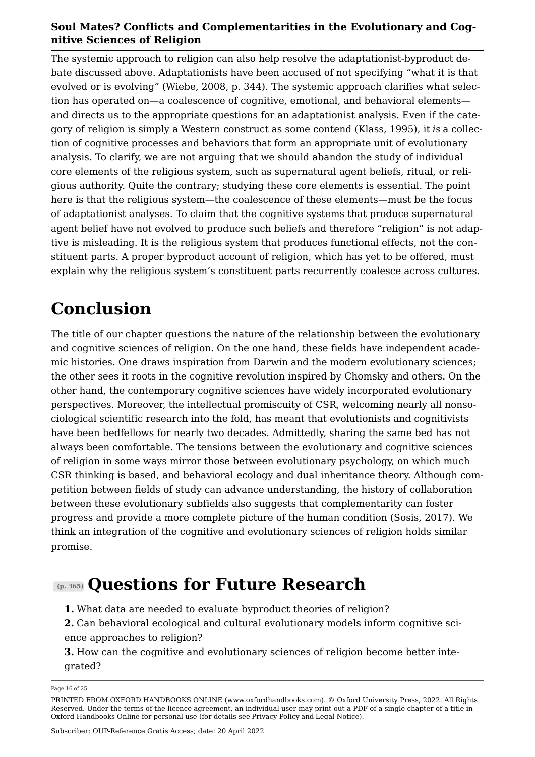The systemic approach to religion can also help resolve the adaptationist-byproduct debate discussed above. Adaptationists have been accused of not specifying "what it is that evolved or is evolving" (Wiebe, 2008, p. 344). The systemic approach clarifies what selection has operated on—a coalescence of cognitive, emotional, and behavioral elements—and directs us to the appropriate questions for an adaptationist analysis. Even if the category of religion is simply a Western construct as some contend (Klass, 1995), it *is* a collection of cognitive processes and behaviors that form an appropriate unit of evolutionary analysis. To clarify, we are not arguing that we should abandon the study of individual core elements of the religious system, such as supernatural agent beliefs, ritual, or religious authority. Quite the contrary; studying these core elements is essential. The point here is that the religious system—the coalescence of these elements—must be the focus of adaptationist analyses. To claim that the cognitive systems that produce supernatural agent belief have not evolved to produce such beliefs and therefore "religion" is not adaptive is misleading. It is the religious system that produces functional effects, not the constituent parts. A proper byproduct account of religion, which has yet to be offered, must explain why the religious system's constituent parts recurrently coalesce across cultures.

# Conclusion

The title of our chapter questions the nature of the relationship between the evolutionary and cognitive sciences of religion. On the one hand, these fields have independent academic histories. One draws inspiration from Darwin and the modern evolutionary sciences; the other sees it roots in the cognitive revolution inspired by Chomsky and others. On the other hand, the contemporary cognitive sciences have widely incorporated evolutionary perspectives. Moreover, the intellectual promiscuity of CSR, welcoming nearly all nonsociological scientific research into the fold, has meant that evolutionists and cognitivists have been bedfellows for nearly two decades. Admittedly, sharing the same bed has not always been comfortable. The tensions between the evolutionary and cognitive sciences of religion in some ways mirror those between evolutionary psychology, on which much CSR thinking is based, and behavioral ecology and dual inheritance theory. Although competition between fields of study can advance understanding, the history of collaboration between these evolutionary subfields also suggests that complementarity can foster progress and provide a more complete picture of the human condition (Sosis, 2017). We think an integration of the cognitive and evolutionary sciences of religion holds similar promise.

# (p. 365) Questions for Future Research

**1.** What data are needed to evaluate byproduct theories of religion?

**2.** Can behavioral ecological and cultural evolutionary models inform cognitive science approaches to religion?

**3.** How can the cognitive and evolutionary sciences of religion become better integrated?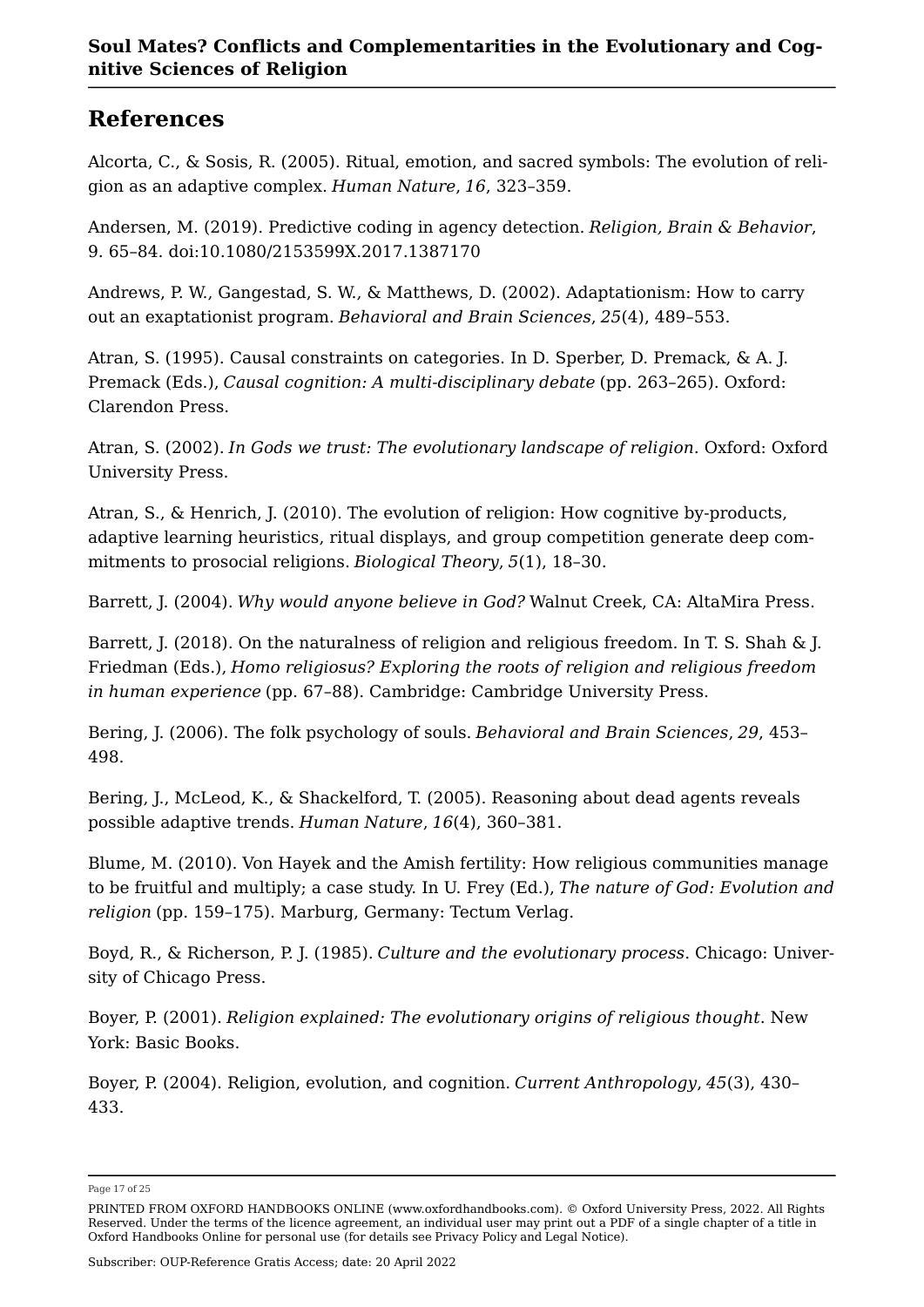## References

Alcorta, C., & Sosis, R. (2005). Ritual, emotion, and sacred symbols: The evolution of religion as an adaptive complex. *Human Nature*, *16*, 323–359.

Andersen, M. (2019). Predictive coding in agency detection. *Religion, Brain & Behavior*, 9. 65–84. doi:10.1080/2153599X.2017.1387170

Andrews, P. W., Gangestad, S. W., & Matthews, D. (2002). Adaptationism: How to carry out an exaptationist program. *Behavioral and Brain Sciences*, *25*(4), 489–553.

Atran, S. (1995). Causal constraints on categories. In D. Sperber, D. Premack, & A. J. Premack (Eds.), *Causal cognition: A multi-disciplinary debate* (pp. 263–265). Oxford: Clarendon Press.

Atran, S. (2002). *In Gods we trust: The evolutionary landscape of religion*. Oxford: Oxford University Press.

Atran, S., & Henrich, J. (2010). The evolution of religion: How cognitive by-products, adaptive learning heuristics, ritual displays, and group competition generate deep commitments to prosocial religions. *Biological Theory*, *5*(1), 18–30.

Barrett, J. (2004). *Why would anyone believe in God?* Walnut Creek, CA: AltaMira Press.

Barrett, J. (2018). On the naturalness of religion and religious freedom. In T. S. Shah & J. Friedman (Eds.), *Homo religiosus? Exploring the roots of religion and religious freedom in human experience* (pp. 67–88). Cambridge: Cambridge University Press.

Bering, J. (2006). The folk psychology of souls. *Behavioral and Brain Sciences*, *29*, 453–498.

Bering, J., McLeod, K., & Shackelford, T. (2005). Reasoning about dead agents reveals possible adaptive trends. *Human Nature*, *16*(4), 360–381.

Blume, M. (2010). Von Hayek and the Amish fertility: How religious communities manage to be fruitful and multiply; a case study. In U. Frey (Ed.), *The nature of God: Evolution and religion* (pp. 159–175). Marburg, Germany: Tectum Verlag.

Boyd, R., & Richerson, P. J. (1985). *Culture and the evolutionary process*. Chicago: University of Chicago Press.

Boyer, P. (2001). *Religion explained: The evolutionary origins of religious thought*. New York: Basic Books.

Boyer, P. (2004). Religion, evolution, and cognition. *Current Anthropology*, *45*(3), 430–433.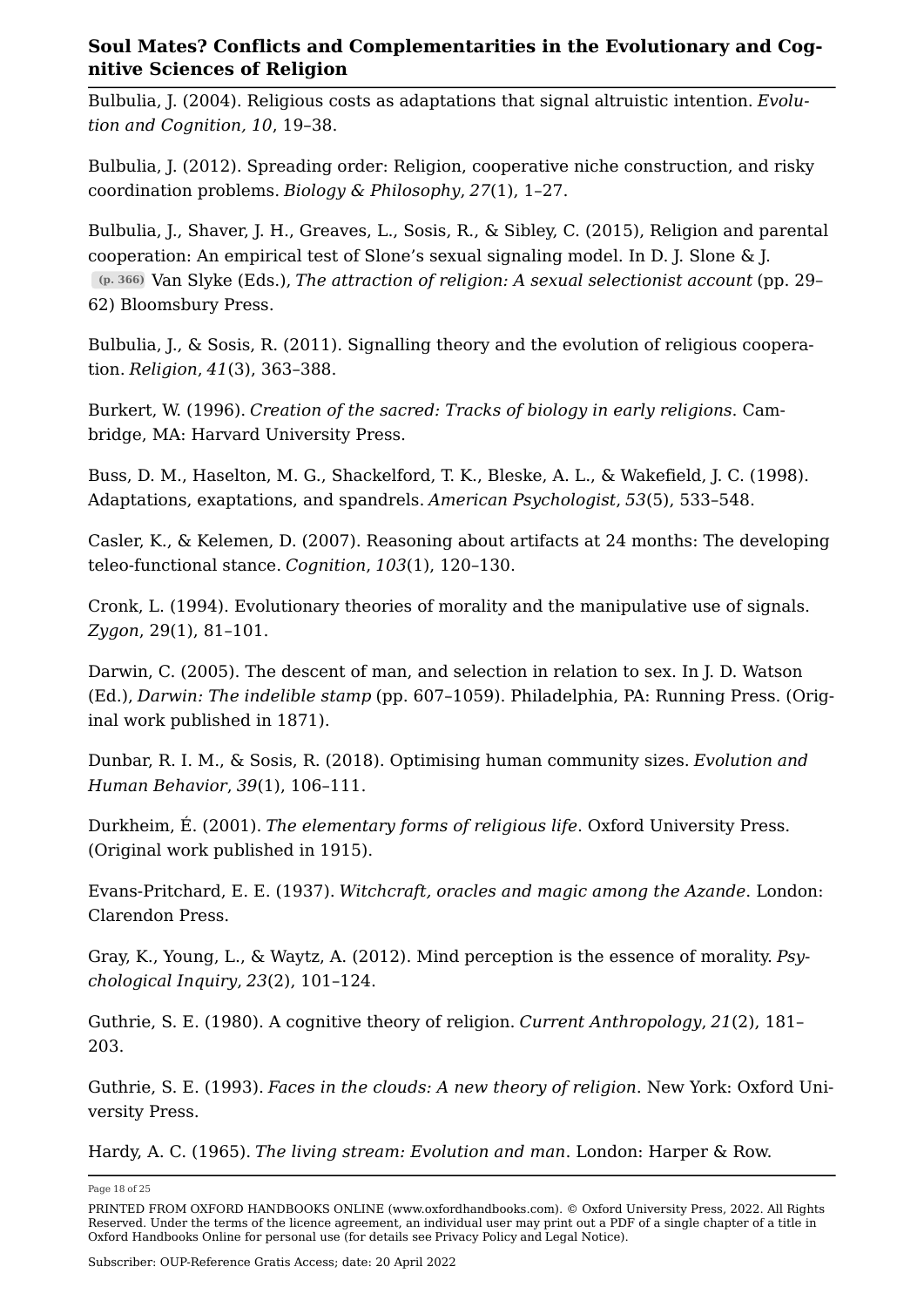Bulbulia, J. (2004). Religious costs as adaptations that signal altruistic intention. *Evolution and Cognition, 10*, 19–38.

Bulbulia, J. (2012). Spreading order: Religion, cooperative niche construction, and risky coordination problems. *Biology & Philosophy*, *27*(1), 1–27.

Bulbulia, J., Shaver, J. H., Greaves, L., Sosis, R., & Sibley, C. (2015), Religion and parental cooperation: An empirical test of Slone's sexual signaling model. In D. J. Slone & J. (p. 366) Van Slyke (Eds.), *The attraction of religion: A sexual selectionist account* (pp. 29–62) Bloomsbury Press.

Bulbulia, J., & Sosis, R. (2011). Signalling theory and the evolution of religious cooperation. *Religion*, *41*(3), 363–388.

Burkert, W. (1996). *Creation of the sacred: Tracks of biology in early religions*. Cambridge, MA: Harvard University Press.

Buss, D. M., Haselton, M. G., Shackelford, T. K., Bleske, A. L., & Wakefield, J. C. (1998). Adaptations, exaptations, and spandrels. *American Psychologist*, *53*(5), 533–548.

Casler, K., & Kelemen, D. (2007). Reasoning about artifacts at 24 months: The developing teleo-functional stance. *Cognition*, *103*(1), 120–130.

Cronk, L. (1994). Evolutionary theories of morality and the manipulative use of signals. *Zygon*, 29(1), 81–101.

Darwin, C. (2005). The descent of man, and selection in relation to sex. In J. D. Watson (Ed.), *Darwin: The indelible stamp* (pp. 607–1059). Philadelphia, PA: Running Press. (Original work published in 1871).

Dunbar, R. I. M., & Sosis, R. (2018). Optimising human community sizes. *Evolution and Human Behavior*, *39*(1), 106–111.

Durkheim, É. (2001). *The elementary forms of religious life*. Oxford University Press. (Original work published in 1915).

Evans-Pritchard, E. E. (1937). *Witchcraft, oracles and magic among the Azande*. London: Clarendon Press.

Gray, K., Young, L., & Waytz, A. (2012). Mind perception is the essence of morality. *Psychological Inquiry*, *23*(2), 101–124.

Guthrie, S. E. (1980). A cognitive theory of religion. *Current Anthropology*, *21*(2), 181–203.

Guthrie, S. E. (1993). *Faces in the clouds: A new theory of religion*. New York: Oxford University Press.

Hardy, A. C. (1965). *The living stream: Evolution and man*. London: Harper & Row.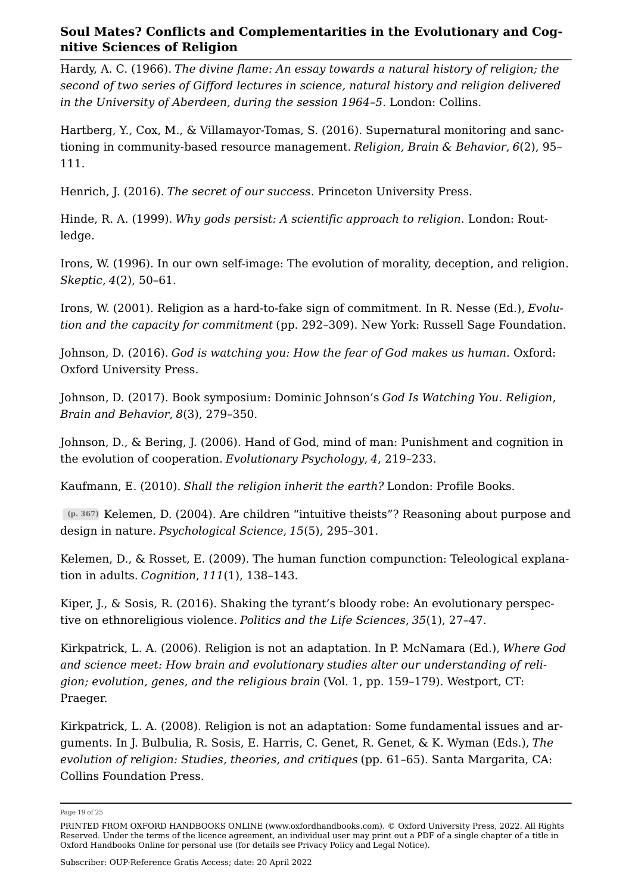Hardy, A. C. (1966). *The divine flame: An essay towards a natural history of religion; the second of two series of Gifford lectures in science, natural history and religion delivered in the University of Aberdeen, during the session 1964–5*. London: Collins.

Hartberg, Y., Cox, M., & Villamayor-Tomas, S. (2016). Supernatural monitoring and sanctioning in community-based resource management. *Religion, Brain & Behavior*, *6*(2), 95–111.

Henrich, J. (2016). *The secret of our success*. Princeton University Press.

Hinde, R. A. (1999). *Why gods persist: A scientific approach to religion*. London: Routledge.

Irons, W. (1996). In our own self-image: The evolution of morality, deception, and religion. *Skeptic*, *4*(2), 50–61.

Irons, W. (2001). Religion as a hard-to-fake sign of commitment. In R. Nesse (Ed.), *Evolution and the capacity for commitment* (pp. 292–309). New York: Russell Sage Foundation.

Johnson, D. (2016). *God is watching you: How the fear of God makes us human*. Oxford: Oxford University Press.

Johnson, D. (2017). Book symposium: Dominic Johnson's *God Is Watching You*. *Religion, Brain and Behavior*, *8*(3), 279–350.

Johnson, D., & Bering, J. (2006). Hand of God, mind of man: Punishment and cognition in the evolution of cooperation. *Evolutionary Psychology*, *4*, 219–233.

Kaufmann, E. (2010). *Shall the religion inherit the earth?* London: Profile Books.

(p. 367) Kelemen, D. (2004). Are children "intuitive theists"? Reasoning about purpose and design in nature. *Psychological Science*, *15*(5), 295–301.

Kelemen, D., & Rosset, E. (2009). The human function compunction: Teleological explanation in adults. *Cognition*, *111*(1), 138–143.

Kiper, J., & Sosis, R. (2016). Shaking the tyrant's bloody robe: An evolutionary perspective on ethnoreligious violence. *Politics and the Life Sciences*, *35*(1), 27–47.

Kirkpatrick, L. A. (2006). Religion is not an adaptation. In P. McNamara (Ed.), *Where God and science meet: How brain and evolutionary studies alter our understanding of religion; evolution, genes, and the religious brain* (Vol. 1, pp. 159–179). Westport, CT: Praeger.

Kirkpatrick, L. A. (2008). Religion is not an adaptation: Some fundamental issues and arguments. In J. Bulbulia, R. Sosis, E. Harris, C. Genet, R. Genet, & K. Wyman (Eds.), *The evolution of religion: Studies, theories, and critiques* (pp. 61–65). Santa Margarita, CA: Collins Foundation Press.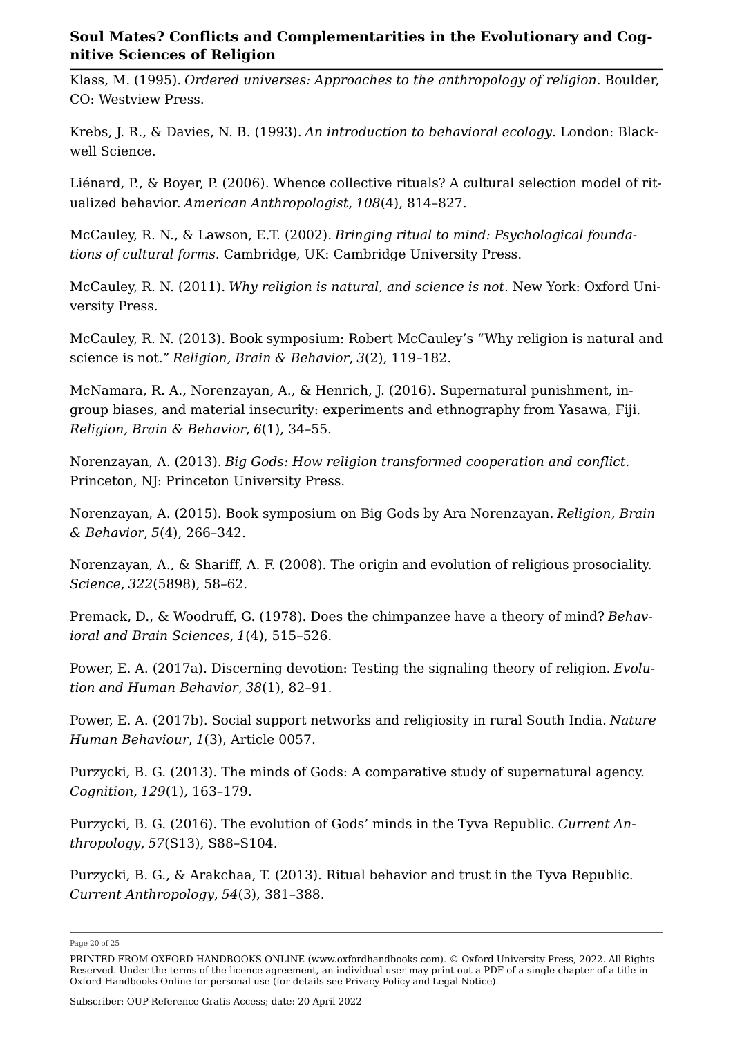Klass, M. (1995). *Ordered universes: Approaches to the anthropology of religion*. Boulder, CO: Westview Press.

Krebs, J. R., & Davies, N. B. (1993). *An introduction to behavioral ecology*. London: Blackwell Science.

Liénard, P., & Boyer, P. (2006). Whence collective rituals? A cultural selection model of ritualized behavior. *American Anthropologist*, *108*(4), 814–827.

McCauley, R. N., & Lawson, E.T. (2002). *Bringing ritual to mind: Psychological foundations of cultural forms*. Cambridge, UK: Cambridge University Press.

McCauley, R. N. (2011). *Why religion is natural, and science is not*. New York: Oxford University Press.

McCauley, R. N. (2013). Book symposium: Robert McCauley's "Why religion is natural and science is not." *Religion, Brain & Behavior*, *3*(2), 119–182.

McNamara, R. A., Norenzayan, A., & Henrich, J. (2016). Supernatural punishment, ingroup biases, and material insecurity: experiments and ethnography from Yasawa, Fiji. *Religion, Brain & Behavior*, *6*(1), 34–55.

Norenzayan, A. (2013). *Big Gods: How religion transformed cooperation and conflict*. Princeton, NJ: Princeton University Press.

Norenzayan, A. (2015). Book symposium on Big Gods by Ara Norenzayan. *Religion, Brain & Behavior*, *5*(4), 266–342.

Norenzayan, A., & Shariff, A. F. (2008). The origin and evolution of religious prosociality. *Science*, *322*(5898), 58–62.

Premack, D., & Woodruff, G. (1978). Does the chimpanzee have a theory of mind? *Behavioral and Brain Sciences*, *1*(4), 515–526.

Power, E. A. (2017a). Discerning devotion: Testing the signaling theory of religion. *Evolution and Human Behavior*, *38*(1), 82–91.

Power, E. A. (2017b). Social support networks and religiosity in rural South India. *Nature Human Behaviour*, *1*(3), Article 0057.

Purzycki, B. G. (2013). The minds of Gods: A comparative study of supernatural agency. *Cognition*, *129*(1), 163–179.

Purzycki, B. G. (2016). The evolution of Gods' minds in the Tyva Republic. *Current Anthropology*, *57*(S13), S88–S104.

Purzycki, B. G., & Arakchaa, T. (2013). Ritual behavior and trust in the Tyva Republic. *Current Anthropology*, *54*(3), 381–388.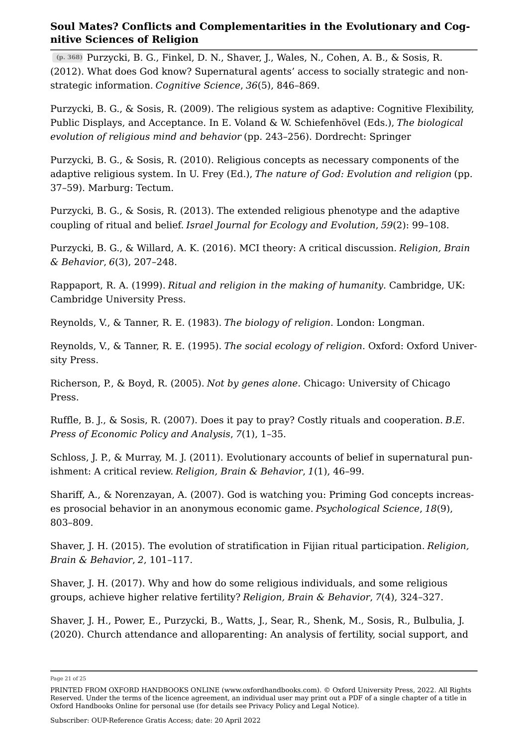(p. 368) Purzycki, B. G., Finkel, D. N., Shaver, J., Wales, N., Cohen, A. B., & Sosis, R. (2012). What does God know? Supernatural agents' access to socially strategic and non-strategic information. *Cognitive Science*, *36*(5), 846–869.

Purzycki, B. G., & Sosis, R. (2009). The religious system as adaptive: Cognitive Flexibility, Public Displays, and Acceptance. In E. Voland & W. Schiefenhövel (Eds.), *The biological evolution of religious mind and behavior* (pp. 243–256). Dordrecht: Springer

Purzycki, B. G., & Sosis, R. (2010). Religious concepts as necessary components of the adaptive religious system. In U. Frey (Ed.), *The nature of God: Evolution and religion* (pp. 37–59). Marburg: Tectum.

Purzycki, B. G., & Sosis, R. (2013). The extended religious phenotype and the adaptive coupling of ritual and belief. *Israel Journal for Ecology and Evolution*, *59*(2): 99–108.

Purzycki, B. G., & Willard, A. K. (2016). MCI theory: A critical discussion. *Religion, Brain & Behavior*, *6*(3), 207–248.

Rappaport, R. A. (1999). *Ritual and religion in the making of humanity*. Cambridge, UK: Cambridge University Press.

Reynolds, V., & Tanner, R. E. (1983). *The biology of religion*. London: Longman.

Reynolds, V., & Tanner, R. E. (1995). *The social ecology of religion*. Oxford: Oxford University Press.

Richerson, P., & Boyd, R. (2005). *Not by genes alone*. Chicago: University of Chicago Press.

Ruffle, B. J., & Sosis, R. (2007). Does it pay to pray? Costly rituals and cooperation. *B.E. Press of Economic Policy and Analysis*, *7*(1), 1–35.

Schloss, J. P., & Murray, M. J. (2011). Evolutionary accounts of belief in supernatural punishment: A critical review. *Religion, Brain & Behavior*, *1*(1), 46–99.

Shariff, A., & Norenzayan, A. (2007). God is watching you: Priming God concepts increases prosocial behavior in an anonymous economic game. *Psychological Science*, *18*(9), 803–809.

Shaver, J. H. (2015). The evolution of stratification in Fijian ritual participation. *Religion, Brain & Behavior*, *2*, 101–117.

Shaver, J. H. (2017). Why and how do some religious individuals, and some religious groups, achieve higher relative fertility? *Religion, Brain & Behavior*, *7*(4), 324–327.

Shaver, J. H., Power, E., Purzycki, B., Watts, J., Sear, R., Shenk, M., Sosis, R., Bulbulia, J. (2020). Church attendance and alloparenting: An analysis of fertility, social support, and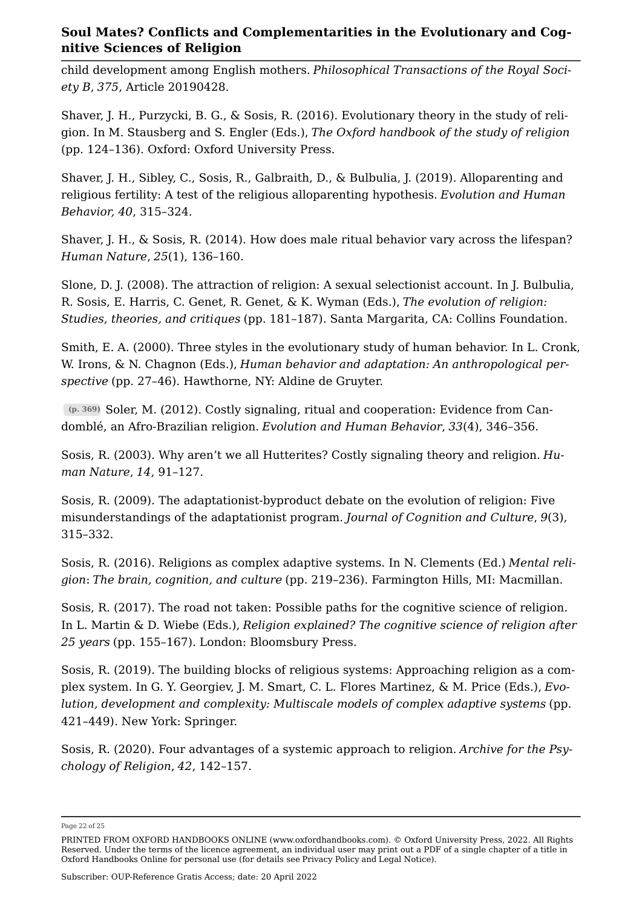child development among English mothers. *Philosophical Transactions of the Royal Society B*, *375*, Article 20190428.

Shaver, J. H., Purzycki, B. G., & Sosis, R. (2016). Evolutionary theory in the study of religion. In M. Stausberg and S. Engler (Eds.), *The Oxford handbook of the study of religion* (pp. 124–136). Oxford: Oxford University Press.

Shaver, J. H., Sibley, C., Sosis, R., Galbraith, D., & Bulbulia, J. (2019). Alloparenting and religious fertility: A test of the religious alloparenting hypothesis. *Evolution and Human Behavior, 40*, 315–324.

Shaver, J. H., & Sosis, R. (2014). How does male ritual behavior vary across the lifespan? *Human Nature*, *25*(1), 136–160.

Slone, D. J. (2008). The attraction of religion: A sexual selectionist account. In J. Bulbulia, R. Sosis, E. Harris, C. Genet, R. Genet, & K. Wyman (Eds.), *The evolution of religion: Studies, theories, and critiques* (pp. 181–187). Santa Margarita, CA: Collins Foundation.

Smith, E. A. (2000). Three styles in the evolutionary study of human behavior. In L. Cronk, W. Irons, & N. Chagnon (Eds.), *Human behavior and adaptation: An anthropological perspective* (pp. 27–46). Hawthorne, NY: Aldine de Gruyter.

(p. 369) Soler, M. (2012). Costly signaling, ritual and cooperation: Evidence from Candomblé, an Afro-Brazilian religion. *Evolution and Human Behavior*, *33*(4), 346–356.

Sosis, R. (2003). Why aren't we all Hutterites? Costly signaling theory and religion. *Human Nature*, *14*, 91–127.

Sosis, R. (2009). The adaptationist-byproduct debate on the evolution of religion: Five misunderstandings of the adaptationist program. *Journal of Cognition and Culture*, *9*(3), 315–332.

Sosis, R. (2016). Religions as complex adaptive systems. In N. Clements (Ed.) *Mental religion*: *The brain, cognition, and culture* (pp. 219–236). Farmington Hills, MI: Macmillan.

Sosis, R. (2017). The road not taken: Possible paths for the cognitive science of religion. In L. Martin & D. Wiebe (Eds.), *Religion explained? The cognitive science of religion after 25 years* (pp. 155–167). London: Bloomsbury Press.

Sosis, R. (2019). The building blocks of religious systems: Approaching religion as a complex system. In G. Y. Georgiev, J. M. Smart, C. L. Flores Martinez, & M. Price (Eds.), *Evolution, development and complexity: Multiscale models of complex adaptive systems* (pp. 421–449). New York: Springer.

Sosis, R. (2020). Four advantages of a systemic approach to religion. *Archive for the Psychology of Religion*, *42*, 142–157.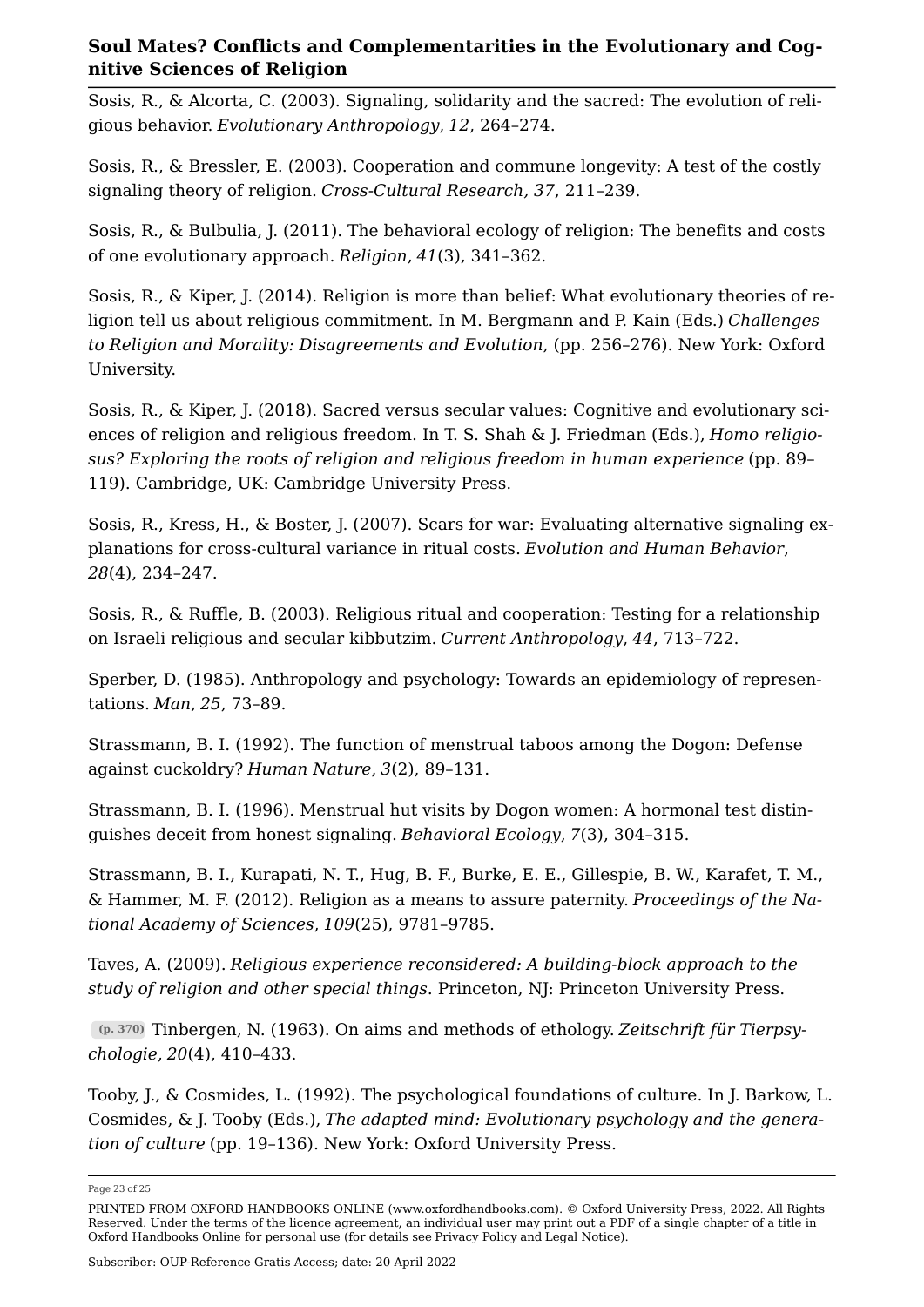Sosis, R., & Alcorta, C. (2003). Signaling, solidarity and the sacred: The evolution of religious behavior. *Evolutionary Anthropology*, *12*, 264–274.

Sosis, R., & Bressler, E. (2003). Cooperation and commune longevity: A test of the costly signaling theory of religion. *Cross-Cultural Research, 37*, 211–239.

Sosis, R., & Bulbulia, J. (2011). The behavioral ecology of religion: The benefits and costs of one evolutionary approach. *Religion*, *41*(3), 341–362.

Sosis, R., & Kiper, J. (2014). Religion is more than belief: What evolutionary theories of religion tell us about religious commitment. In M. Bergmann and P. Kain (Eds.) *Challenges to Religion and Morality: Disagreements and Evolution*, (pp. 256–276). New York: Oxford University.

Sosis, R., & Kiper, J. (2018). Sacred versus secular values: Cognitive and evolutionary sciences of religion and religious freedom. In T. S. Shah & J. Friedman (Eds.), *Homo religiosus? Exploring the roots of religion and religious freedom in human experience* (pp. 89–119). Cambridge, UK: Cambridge University Press.

Sosis, R., Kress, H., & Boster, J. (2007). Scars for war: Evaluating alternative signaling explanations for cross-cultural variance in ritual costs. *Evolution and Human Behavior*, *28*(4), 234–247.

Sosis, R., & Ruffle, B. (2003). Religious ritual and cooperation: Testing for a relationship on Israeli religious and secular kibbutzim. *Current Anthropology*, *44*, 713–722.

Sperber, D. (1985). Anthropology and psychology: Towards an epidemiology of representations. *Man*, *25*, 73–89.

Strassmann, B. I. (1992). The function of menstrual taboos among the Dogon: Defense against cuckoldry? *Human Nature*, *3*(2), 89–131.

Strassmann, B. I. (1996). Menstrual hut visits by Dogon women: A hormonal test distinguishes deceit from honest signaling. *Behavioral Ecology*, *7*(3), 304–315.

Strassmann, B. I., Kurapati, N. T., Hug, B. F., Burke, E. E., Gillespie, B. W., Karafet, T. M., & Hammer, M. F. (2012). Religion as a means to assure paternity. *Proceedings of the National Academy of Sciences*, *109*(25), 9781–9785.

Taves, A. (2009). *Religious experience reconsidered: A building-block approach to the study of religion and other special things*. Princeton, NJ: Princeton University Press.

(p. 370) Tinbergen, N. (1963). On aims and methods of ethology. *Zeitschrift für Tierpsychologie*, *20*(4), 410–433.

Tooby, J., & Cosmides, L. (1992). The psychological foundations of culture. In J. Barkow, L. Cosmides, & J. Tooby (Eds.), *The adapted mind: Evolutionary psychology and the generation of culture* (pp. 19–136). New York: Oxford University Press.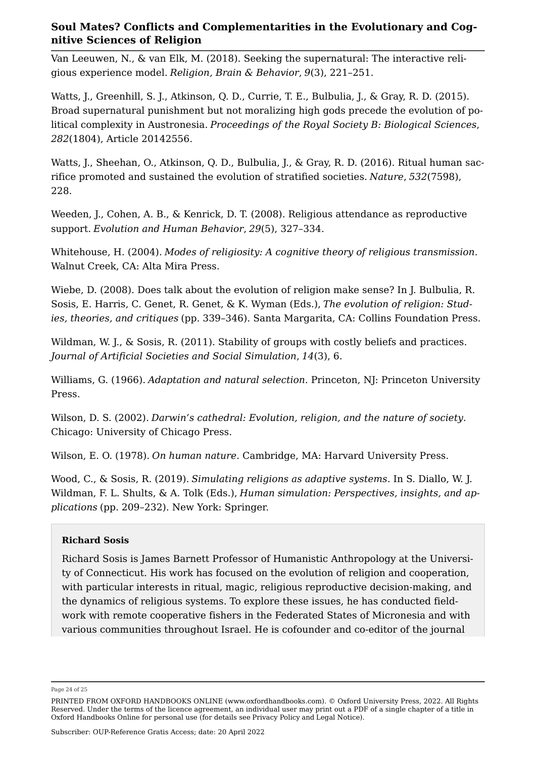Van Leeuwen, N., & van Elk, M. (2018). Seeking the supernatural: The interactive religious experience model. *Religion, Brain & Behavior*, *9*(3), 221–251.

Watts, J., Greenhill, S. J., Atkinson, Q. D., Currie, T. E., Bulbulia, J., & Gray, R. D. (2015). Broad supernatural punishment but not moralizing high gods precede the evolution of political complexity in Austronesia. *Proceedings of the Royal Society B: Biological Sciences*, *282*(1804), Article 20142556.

Watts, J., Sheehan, O., Atkinson, Q. D., Bulbulia, J., & Gray, R. D. (2016). Ritual human sacrifice promoted and sustained the evolution of stratified societies. *Nature*, *532*(7598), 228.

Weeden, J., Cohen, A. B., & Kenrick, D. T. (2008). Religious attendance as reproductive support. *Evolution and Human Behavior*, *29*(5), 327–334.

Whitehouse, H. (2004). *Modes of religiosity: A cognitive theory of religious transmission*. Walnut Creek, CA: Alta Mira Press.

Wiebe, D. (2008). Does talk about the evolution of religion make sense? In J. Bulbulia, R. Sosis, E. Harris, C. Genet, R. Genet, & K. Wyman (Eds.), *The evolution of religion: Studies, theories, and critiques* (pp. 339–346). Santa Margarita, CA: Collins Foundation Press.

Wildman, W. J., & Sosis, R. (2011). Stability of groups with costly beliefs and practices. *Journal of Artificial Societies and Social Simulation*, *14*(3), 6.

Williams, G. (1966). *Adaptation and natural selection*. Princeton, NJ: Princeton University Press.

Wilson, D. S. (2002). *Darwin's cathedral: Evolution, religion, and the nature of society*. Chicago: University of Chicago Press.

Wilson, E. O. (1978). *On human nature*. Cambridge, MA: Harvard University Press.

Wood, C., & Sosis, R. (2019). *Simulating religions as adaptive systems*. In S. Diallo, W. J. Wildman, F. L. Shults, & A. Tolk (Eds.), *Human simulation: Perspectives, insights, and applications* (pp. 209–232). New York: Springer.

**Richard Sosis**

Richard Sosis is James Barnett Professor of Humanistic Anthropology at the University of Connecticut. His work has focused on the evolution of religion and cooperation, with particular interests in ritual, magic, religious reproductive decision-making, and the dynamics of religious systems. To explore these issues, he has conducted fieldwork with remote cooperative fishers in the Federated States of Micronesia and with various communities throughout Israel. He is cofounder and co-editor of the journal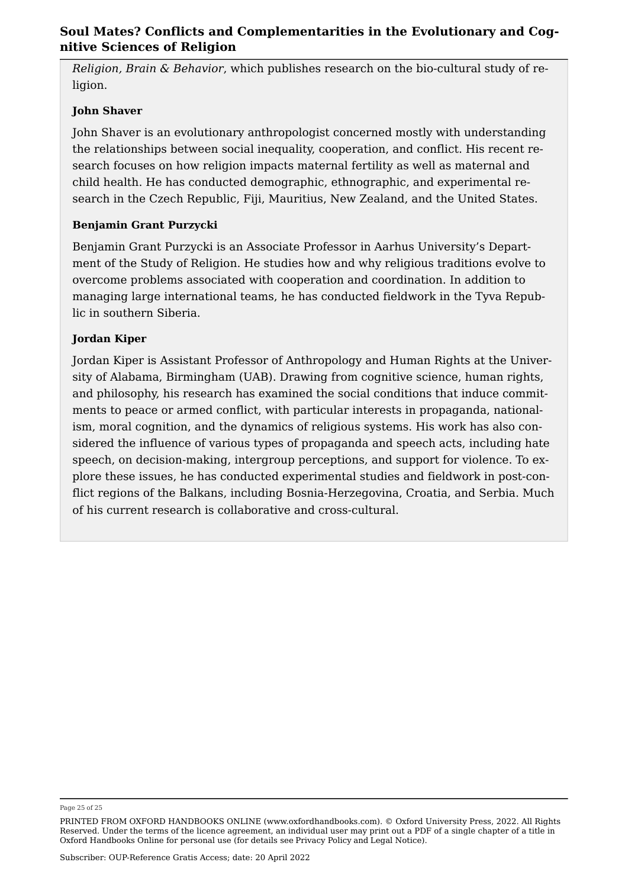*Religion, Brain & Behavior,* which publishes research on the bio-cultural study of religion.

**John Shaver**

John Shaver is an evolutionary anthropologist concerned mostly with understanding the relationships between social inequality, cooperation, and conflict. His recent research focuses on how religion impacts maternal fertility as well as maternal and child health. He has conducted demographic, ethnographic, and experimental research in the Czech Republic, Fiji, Mauritius, New Zealand, and the United States.

**Benjamin Grant Purzycki**

Benjamin Grant Purzycki is an Associate Professor in Aarhus University's Department of the Study of Religion. He studies how and why religious traditions evolve to overcome problems associated with cooperation and coordination. In addition to managing large international teams, he has conducted fieldwork in the Tyva Republic in southern Siberia.

**Jordan Kiper**

Jordan Kiper is Assistant Professor of Anthropology and Human Rights at the University of Alabama, Birmingham (UAB). Drawing from cognitive science, human rights, and philosophy, his research has examined the social conditions that induce commitments to peace or armed conflict, with particular interests in propaganda, nationalism, moral cognition, and the dynamics of religious systems. His work has also considered the influence of various types of propaganda and speech acts, including hate speech, on decision-making, intergroup perceptions, and support for violence. To explore these issues, he has conducted experimental studies and fieldwork in post-conflict regions of the Balkans, including Bosnia-Herzegovina, Croatia, and Serbia. Much of his current research is collaborative and cross-cultural.